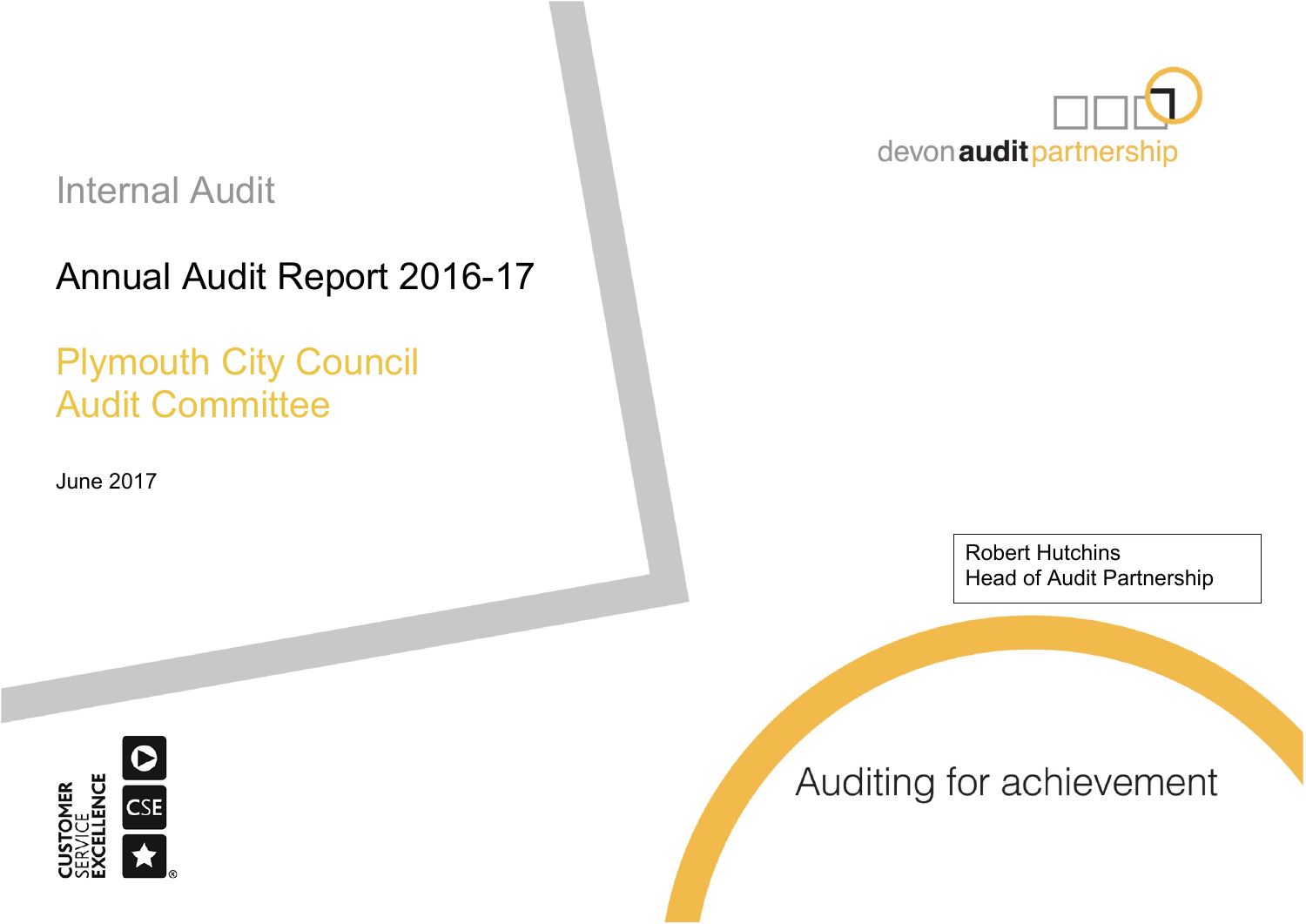devon audit partnership

Internal Audit

# Annual Audit Report 2016-17

## Plymouth City Council
## Audit Committee

June 2017

Robert Hutchins
Head of Audit Partnership

Auditing for achievement

CUSTOMER SERVICE EXCELLENCE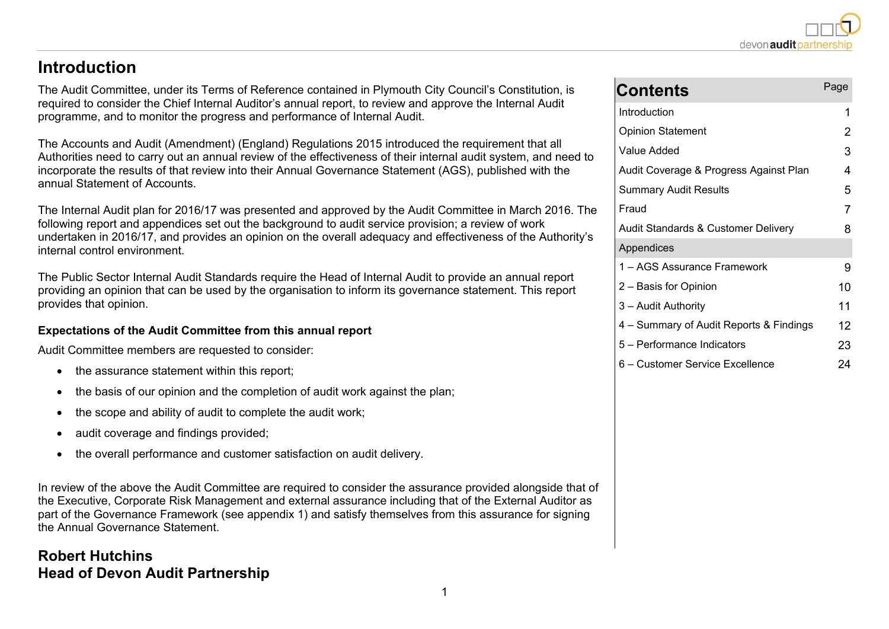# Introduction

The Audit Committee, under its Terms of Reference contained in Plymouth City Council's Constitution, is required to consider the Chief Internal Auditor's annual report, to review and approve the Internal Audit programme, and to monitor the progress and performance of Internal Audit.

The Accounts and Audit (Amendment) (England) Regulations 2015 introduced the requirement that all Authorities need to carry out an annual review of the effectiveness of their internal audit system, and need to incorporate the results of that review into their Annual Governance Statement (AGS), published with the annual Statement of Accounts.

The Internal Audit plan for 2016/17 was presented and approved by the Audit Committee in March 2016. The following report and appendices set out the background to audit service provision; a review of work undertaken in 2016/17, and provides an opinion on the overall adequacy and effectiveness of the Authority's internal control environment.

The Public Sector Internal Audit Standards require the Head of Internal Audit to provide an annual report providing an opinion that can be used by the organisation to inform its governance statement. This report provides that opinion.

**Expectations of the Audit Committee from this annual report**

Audit Committee members are requested to consider:

- the assurance statement within this report;
- the basis of our opinion and the completion of audit work against the plan;
- the scope and ability of audit to complete the audit work;
- audit coverage and findings provided;
- the overall performance and customer satisfaction on audit delivery.

In review of the above the Audit Committee are required to consider the assurance provided alongside that of the Executive, Corporate Risk Management and external assurance including that of the External Auditor as part of the Governance Framework (see appendix 1) and satisfy themselves from this assurance for signing the Annual Governance Statement.

**Robert Hutchins**
**Head of Devon Audit Partnership**

## Contents

| Contents | Page |
|---|---|
| Introduction | 1 |
| Opinion Statement | 2 |
| Value Added | 3 |
| Audit Coverage & Progress Against Plan | 4 |
| Summary Audit Results | 5 |
| Fraud | 7 |
| Audit Standards & Customer Delivery | 8 |
| **Appendices** | |
| 1 – AGS Assurance Framework | 9 |
| 2 – Basis for Opinion | 10 |
| 3 – Audit Authority | 11 |
| 4 – Summary of Audit Reports & Findings | 12 |
| 5 – Performance Indicators | 23 |
| 6 – Customer Service Excellence | 24 |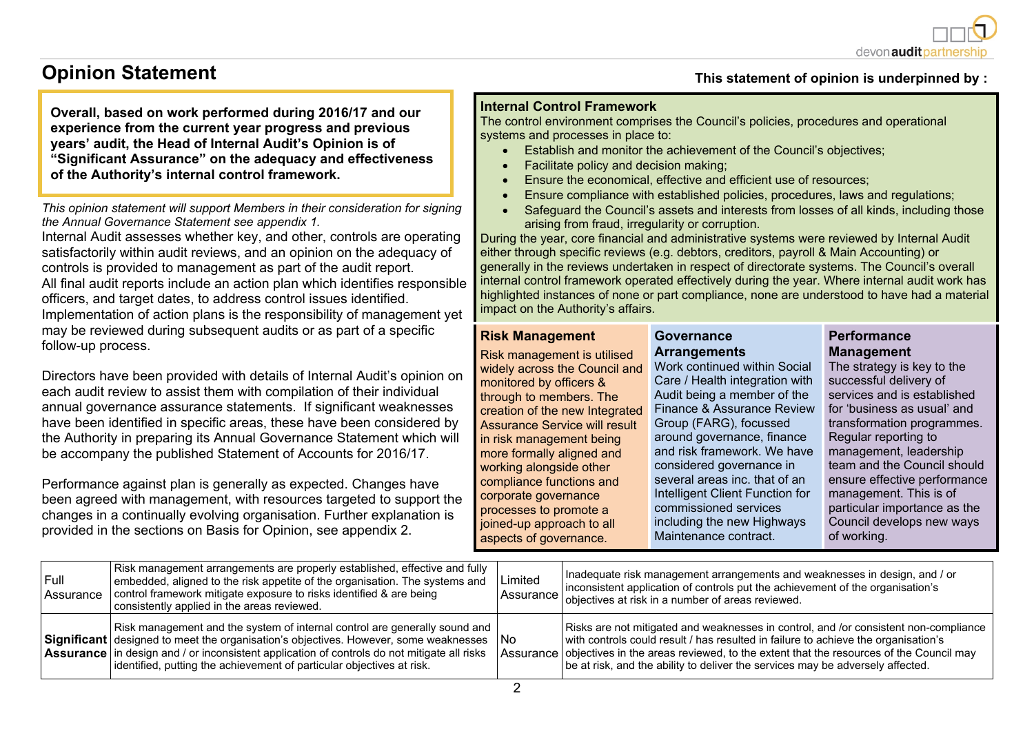# Opinion Statement

**Overall, based on work performed during 2016/17 and our experience from the current year progress and previous years' audit, the Head of Internal Audit's Opinion is of "Significant Assurance" on the adequacy and effectiveness of the Authority's internal control framework.**

*This opinion statement will support Members in their consideration for signing the Annual Governance Statement see appendix 1.*

Internal Audit assesses whether key, and other, controls are operating satisfactorily within audit reviews, and an opinion on the adequacy of controls is provided to management as part of the audit report.

All final audit reports include an action plan which identifies responsible officers, and target dates, to address control issues identified. Implementation of action plans is the responsibility of management yet may be reviewed during subsequent audits or as part of a specific follow-up process.

Directors have been provided with details of Internal Audit's opinion on each audit review to assist them with compilation of their individual annual governance assurance statements. If significant weaknesses have been identified in specific areas, these have been considered by the Authority in preparing its Annual Governance Statement which will be accompany the published Statement of Accounts for 2016/17.

Performance against plan is generally as expected. Changes have been agreed with management, with resources targeted to support the changes in a continually evolving organisation. Further explanation is provided in the sections on Basis for Opinion, see appendix 2.

**This statement of opinion is underpinned by :**

**Internal Control Framework**

The control environment comprises the Council's policies, procedures and operational systems and processes in place to:

- Establish and monitor the achievement of the Council's objectives;
- Facilitate policy and decision making;
- Ensure the economical, effective and efficient use of resources;
- Ensure compliance with established policies, procedures, laws and regulations;
- Safeguard the Council's assets and interests from losses of all kinds, including those arising from fraud, irregularity or corruption.

During the year, core financial and administrative systems were reviewed by Internal Audit either through specific reviews (e.g. debtors, creditors, payroll & Main Accounting) or generally in the reviews undertaken in respect of directorate systems. The Council's overall internal control framework operated effectively during the year. Where internal audit work has highlighted instances of none or part compliance, none are understood to have had a material impact on the Authority's affairs.

**Risk Management**

Risk management is utilised widely across the Council and monitored by officers & through to members. The creation of the new Integrated Assurance Service will result in risk management being more formally aligned and working alongside other compliance functions and corporate governance processes to promote a joined-up approach to all aspects of governance.

**Governance Arrangements**

Work continued within Social Care / Health integration with Audit being a member of the Finance & Assurance Review Group (FARG), focussed around governance, finance and risk framework. We have considered governance in several areas inc. that of an Intelligent Client Function for commissioned services including the new Highways Maintenance contract.

**Performance Management**

The strategy is key to the successful delivery of services and is established for 'business as usual' and transformation programmes. Regular reporting to management, leadership team and the Council should ensure effective performance management. This is of particular importance as the Council develops new ways of working.

| | | | |
|---|---|---|---|
| Full Assurance | Risk management arrangements are properly established, effective and fully embedded, aligned to the risk appetite of the organisation. The systems and control framework mitigate exposure to risks identified & are being consistently applied in the areas reviewed. | Limited Assurance | Inadequate risk management arrangements and weaknesses in design, and / or inconsistent application of controls put the achievement of the organisation's objectives at risk in a number of areas reviewed. |
| **Significant Assurance** | Risk management and the system of internal control are generally sound and designed to meet the organisation's objectives. However, some weaknesses in design and / or inconsistent application of controls do not mitigate all risks identified, putting the achievement of particular objectives at risk. | No Assurance | Risks are not mitigated and weaknesses in control, and /or consistent non-compliance with controls could result / has resulted in failure to achieve the organisation's objectives in the areas reviewed, to the extent that the resources of the Council may be at risk, and the ability to deliver the services may be adversely affected. |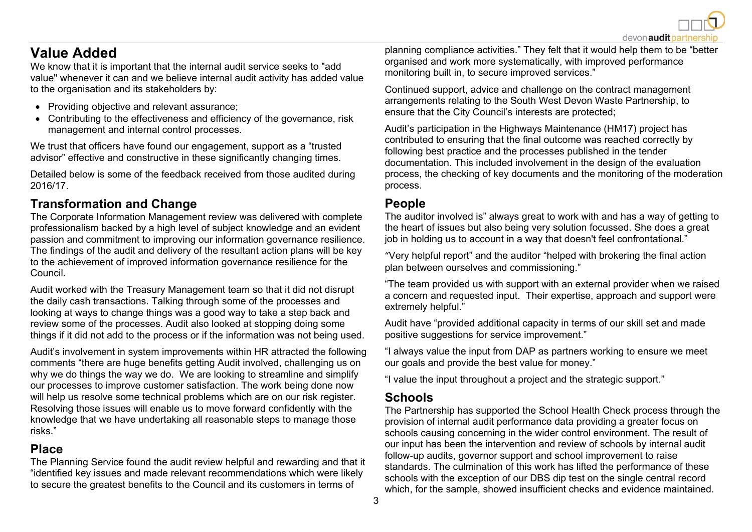## Value Added

We know that it is important that the internal audit service seeks to "add value" whenever it can and we believe internal audit activity has added value to the organisation and its stakeholders by:

- Providing objective and relevant assurance;
- Contributing to the effectiveness and efficiency of the governance, risk management and internal control processes.

We trust that officers have found our engagement, support as a "trusted advisor" effective and constructive in these significantly changing times.

Detailed below is some of the feedback received from those audited during 2016/17.

### Transformation and Change

The Corporate Information Management review was delivered with complete professionalism backed by a high level of subject knowledge and an evident passion and commitment to improving our information governance resilience. The findings of the audit and delivery of the resultant action plans will be key to the achievement of improved information governance resilience for the Council.

Audit worked with the Treasury Management team so that it did not disrupt the daily cash transactions. Talking through some of the processes and looking at ways to change things was a good way to take a step back and review some of the processes. Audit also looked at stopping doing some things if it did not add to the process or if the information was not being used.

Audit's involvement in system improvements within HR attracted the following comments "there are huge benefits getting Audit involved, challenging us on why we do things the way we do. We are looking to streamline and simplify our processes to improve customer satisfaction. The work being done now will help us resolve some technical problems which are on our risk register. Resolving those issues will enable us to move forward confidently with the knowledge that we have undertaking all reasonable steps to manage those risks."

### Place

The Planning Service found the audit review helpful and rewarding and that it "identified key issues and made relevant recommendations which were likely to secure the greatest benefits to the Council and its customers in terms of planning compliance activities." They felt that it would help them to be "better organised and work more systematically, with improved performance monitoring built in, to secure improved services."

Continued support, advice and challenge on the contract management arrangements relating to the South West Devon Waste Partnership, to ensure that the City Council's interests are protected;

Audit's participation in the Highways Maintenance (HM17) project has contributed to ensuring that the final outcome was reached correctly by following best practice and the processes published in the tender documentation. This included involvement in the design of the evaluation process, the checking of key documents and the monitoring of the moderation process.

### People

The auditor involved is" always great to work with and has a way of getting to the heart of issues but also being very solution focussed. She does a great job in holding us to account in a way that doesn't feel confrontational."

"Very helpful report" and the auditor "helped with brokering the final action plan between ourselves and commissioning."

"The team provided us with support with an external provider when we raised a concern and requested input. Their expertise, approach and support were extremely helpful."

Audit have "provided additional capacity in terms of our skill set and made positive suggestions for service improvement."

"I always value the input from DAP as partners working to ensure we meet our goals and provide the best value for money."

"I value the input throughout a project and the strategic support."

### Schools

The Partnership has supported the School Health Check process through the provision of internal audit performance data providing a greater focus on schools causing concerning in the wider control environment. The result of our input has been the intervention and review of schools by internal audit follow-up audits, governor support and school improvement to raise standards. The culmination of this work has lifted the performance of these schools with the exception of our DBS dip test on the single central record which, for the sample, showed insufficient checks and evidence maintained.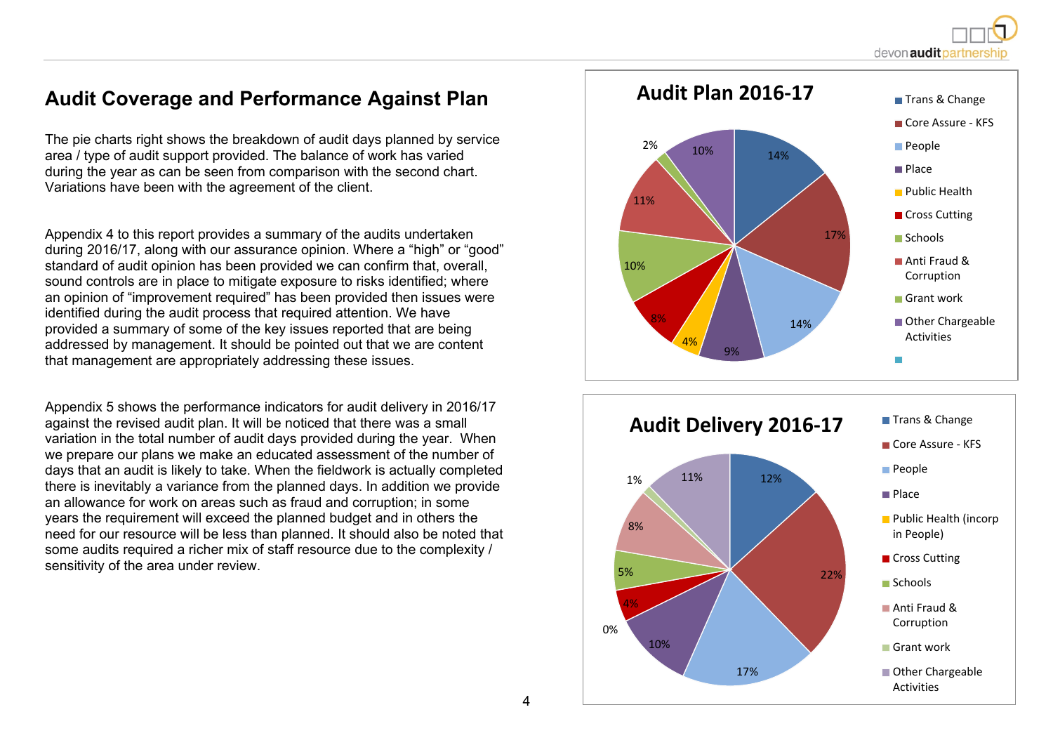# Audit Coverage and Performance Against Plan

The pie charts right shows the breakdown of audit days planned by service area / type of audit support provided. The balance of work has varied during the year as can be seen from comparison with the second chart. Variations have been with the agreement of the client.

Appendix 4 to this report provides a summary of the audits undertaken during 2016/17, along with our assurance opinion. Where a "high" or "good" standard of audit opinion has been provided we can confirm that, overall, sound controls are in place to mitigate exposure to risks identified; where an opinion of "improvement required" has been provided then issues were identified during the audit process that required attention. We have provided a summary of some of the key issues reported that are being addressed by management. It should be pointed out that we are content that management are appropriately addressing these issues.

Appendix 5 shows the performance indicators for audit delivery in 2016/17 against the revised audit plan. It will be noticed that there was a small variation in the total number of audit days provided during the year. When we prepare our plans we make an educated assessment of the number of days that an audit is likely to take. When the fieldwork is actually completed there is inevitably a variance from the planned days. In addition we provide an allowance for work on areas such as fraud and corruption; in some years the requirement will exceed the planned budget and in others the need for our resource will be less than planned. It should also be noted that some audits required a richer mix of staff resource due to the complexity / sensitivity of the area under review.

**Audit Plan 2016-17**

| Category | % |
|---|---|
| Trans & Change | 14% |
| Core Assure - KFS | 17% |
| People | 14% |
| Place | 9% |
| Public Health | 4% |
| Cross Cutting | 8% |
| Schools | 10% |
| Anti Fraud & Corruption | 11% |
| Grant work | 2% |
| Other Chargeable Activities | 10% |

**Audit Delivery 2016-17**

| Category | % |
|---|---|
| Trans & Change | 12% |
| Core Assure - KFS | 22% |
| People | 17% |
| Place | 10% |
| Public Health (incorp in People) | 0% |
| Cross Cutting | 4% |
| Schools | 5% |
| Anti Fraud & Corruption | 8% |
| Grant work | 1% |
| Other Chargeable Activities | 11% |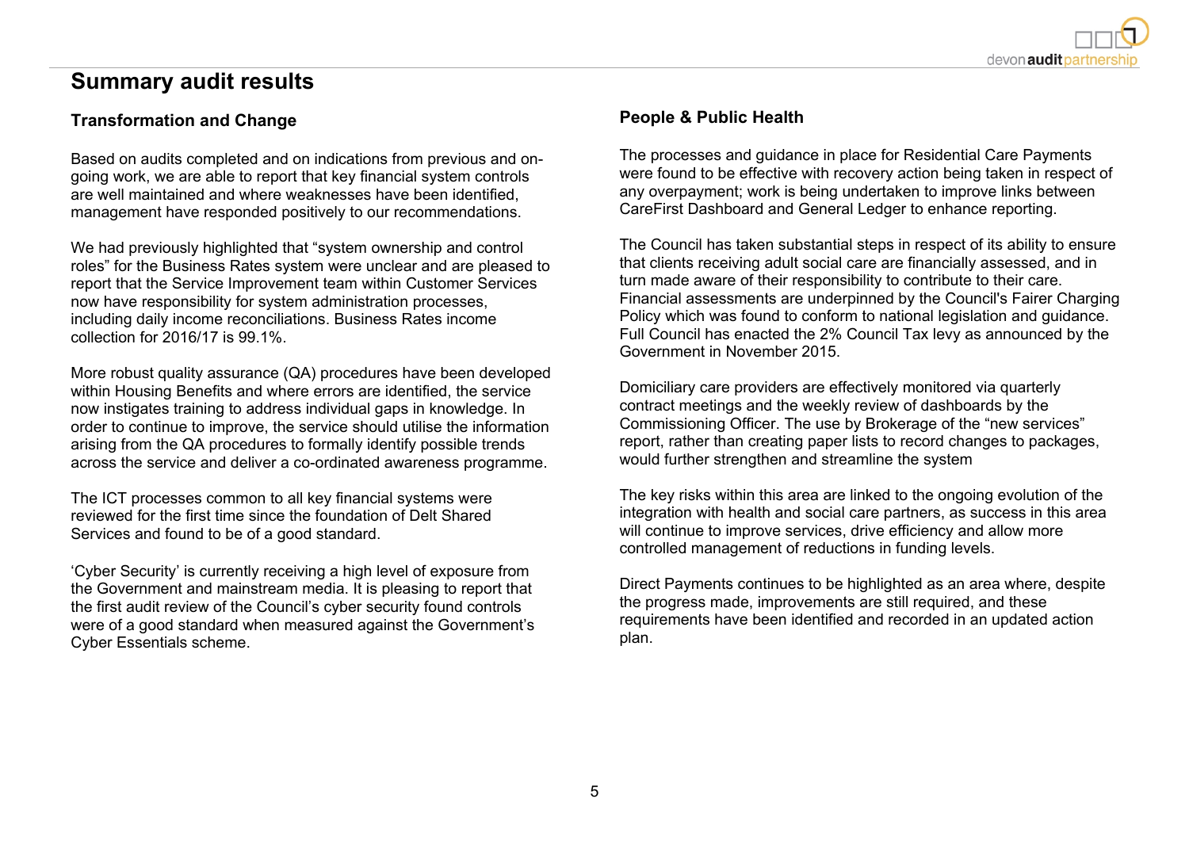# Summary audit results

## Transformation and Change

Based on audits completed and on indications from previous and on-going work, we are able to report that key financial system controls are well maintained and where weaknesses have been identified, management have responded positively to our recommendations.

We had previously highlighted that "system ownership and control roles" for the Business Rates system were unclear and are pleased to report that the Service Improvement team within Customer Services now have responsibility for system administration processes, including daily income reconciliations. Business Rates income collection for 2016/17 is 99.1%.

More robust quality assurance (QA) procedures have been developed within Housing Benefits and where errors are identified, the service now instigates training to address individual gaps in knowledge. In order to continue to improve, the service should utilise the information arising from the QA procedures to formally identify possible trends across the service and deliver a co-ordinated awareness programme.

The ICT processes common to all key financial systems were reviewed for the first time since the foundation of Delt Shared Services and found to be of a good standard.

'Cyber Security' is currently receiving a high level of exposure from the Government and mainstream media. It is pleasing to report that the first audit review of the Council's cyber security found controls were of a good standard when measured against the Government's Cyber Essentials scheme.

## People & Public Health

The processes and guidance in place for Residential Care Payments were found to be effective with recovery action being taken in respect of any overpayment; work is being undertaken to improve links between CareFirst Dashboard and General Ledger to enhance reporting.

The Council has taken substantial steps in respect of its ability to ensure that clients receiving adult social care are financially assessed, and in turn made aware of their responsibility to contribute to their care. Financial assessments are underpinned by the Council's Fairer Charging Policy which was found to conform to national legislation and guidance. Full Council has enacted the 2% Council Tax levy as announced by the Government in November 2015.

Domiciliary care providers are effectively monitored via quarterly contract meetings and the weekly review of dashboards by the Commissioning Officer. The use by Brokerage of the "new services" report, rather than creating paper lists to record changes to packages, would further strengthen and streamline the system

The key risks within this area are linked to the ongoing evolution of the integration with health and social care partners, as success in this area will continue to improve services, drive efficiency and allow more controlled management of reductions in funding levels.

Direct Payments continues to be highlighted as an area where, despite the progress made, improvements are still required, and these requirements have been identified and recorded in an updated action plan.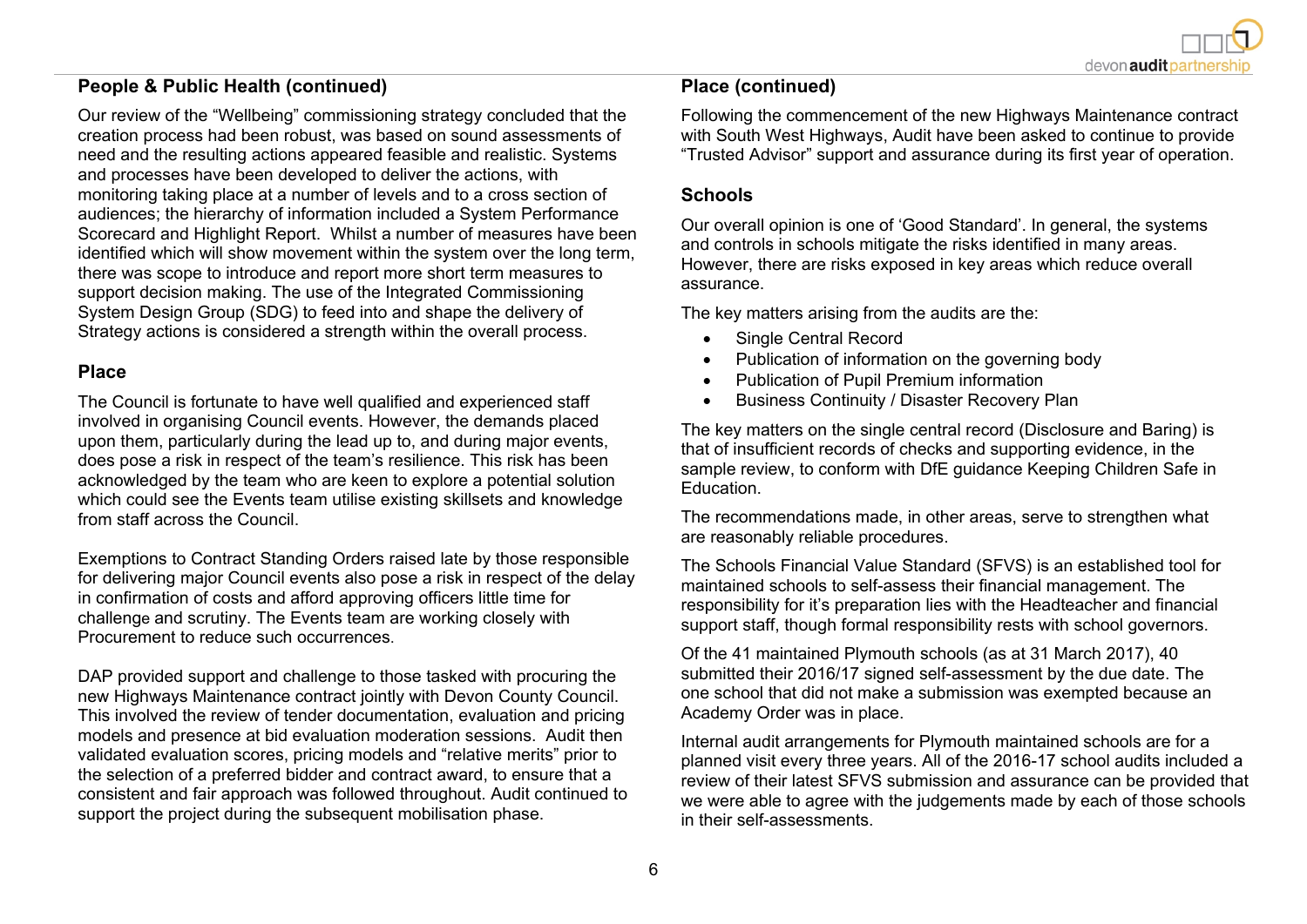## People & Public Health (continued)

Our review of the "Wellbeing" commissioning strategy concluded that the creation process had been robust, was based on sound assessments of need and the resulting actions appeared feasible and realistic. Systems and processes have been developed to deliver the actions, with monitoring taking place at a number of levels and to a cross section of audiences; the hierarchy of information included a System Performance Scorecard and Highlight Report. Whilst a number of measures have been identified which will show movement within the system over the long term, there was scope to introduce and report more short term measures to support decision making. The use of the Integrated Commissioning System Design Group (SDG) to feed into and shape the delivery of Strategy actions is considered a strength within the overall process.

## Place

The Council is fortunate to have well qualified and experienced staff involved in organising Council events. However, the demands placed upon them, particularly during the lead up to, and during major events, does pose a risk in respect of the team's resilience. This risk has been acknowledged by the team who are keen to explore a potential solution which could see the Events team utilise existing skillsets and knowledge from staff across the Council.

Exemptions to Contract Standing Orders raised late by those responsible for delivering major Council events also pose a risk in respect of the delay in confirmation of costs and afford approving officers little time for challenge and scrutiny. The Events team are working closely with Procurement to reduce such occurrences.

DAP provided support and challenge to those tasked with procuring the new Highways Maintenance contract jointly with Devon County Council. This involved the review of tender documentation, evaluation and pricing models and presence at bid evaluation moderation sessions. Audit then validated evaluation scores, pricing models and "relative merits" prior to the selection of a preferred bidder and contract award, to ensure that a consistent and fair approach was followed throughout. Audit continued to support the project during the subsequent mobilisation phase.

## Place (continued)

Following the commencement of the new Highways Maintenance contract with South West Highways, Audit have been asked to continue to provide "Trusted Advisor" support and assurance during its first year of operation.

## Schools

Our overall opinion is one of 'Good Standard'. In general, the systems and controls in schools mitigate the risks identified in many areas. However, there are risks exposed in key areas which reduce overall assurance.

The key matters arising from the audits are the:

- Single Central Record
- Publication of information on the governing body
- Publication of Pupil Premium information
- Business Continuity / Disaster Recovery Plan

The key matters on the single central record (Disclosure and Baring) is that of insufficient records of checks and supporting evidence, in the sample review, to conform with DfE guidance Keeping Children Safe in Education.

The recommendations made, in other areas, serve to strengthen what are reasonably reliable procedures.

The Schools Financial Value Standard (SFVS) is an established tool for maintained schools to self-assess their financial management. The responsibility for it's preparation lies with the Headteacher and financial support staff, though formal responsibility rests with school governors.

Of the 41 maintained Plymouth schools (as at 31 March 2017), 40 submitted their 2016/17 signed self-assessment by the due date. The one school that did not make a submission was exempted because an Academy Order was in place.

Internal audit arrangements for Plymouth maintained schools are for a planned visit every three years. All of the 2016-17 school audits included a review of their latest SFVS submission and assurance can be provided that we were able to agree with the judgements made by each of those schools in their self-assessments.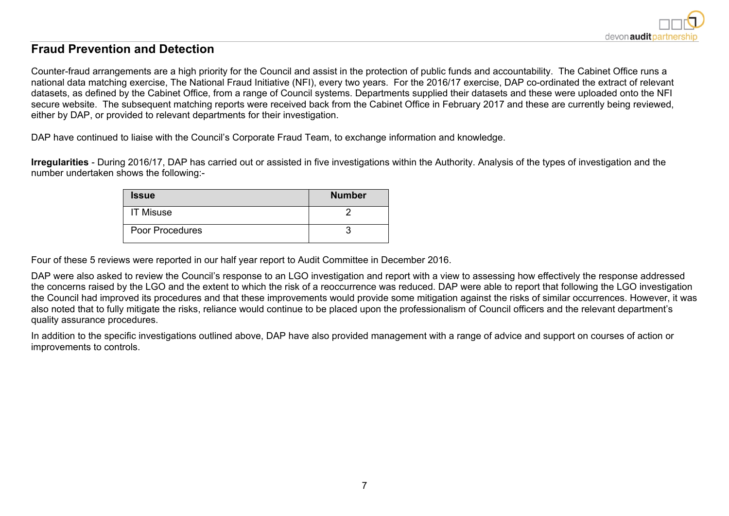## Fraud Prevention and Detection

Counter-fraud arrangements are a high priority for the Council and assist in the protection of public funds and accountability. The Cabinet Office runs a national data matching exercise, The National Fraud Initiative (NFI), every two years. For the 2016/17 exercise, DAP co-ordinated the extract of relevant datasets, as defined by the Cabinet Office, from a range of Council systems. Departments supplied their datasets and these were uploaded onto the NFI secure website. The subsequent matching reports were received back from the Cabinet Office in February 2017 and these are currently being reviewed, either by DAP, or provided to relevant departments for their investigation.

DAP have continued to liaise with the Council's Corporate Fraud Team, to exchange information and knowledge.

**Irregularities** - During 2016/17, DAP has carried out or assisted in five investigations within the Authority. Analysis of the types of investigation and the number undertaken shows the following:-

| Issue | Number |
|---|---|
| IT Misuse | 2 |
| Poor Procedures | 3 |

Four of these 5 reviews were reported in our half year report to Audit Committee in December 2016.

DAP were also asked to review the Council's response to an LGO investigation and report with a view to assessing how effectively the response addressed the concerns raised by the LGO and the extent to which the risk of a reoccurrence was reduced. DAP were able to report that following the LGO investigation the Council had improved its procedures and that these improvements would provide some mitigation against the risks of similar occurrences. However, it was also noted that to fully mitigate the risks, reliance would continue to be placed upon the professionalism of Council officers and the relevant department's quality assurance procedures.

In addition to the specific investigations outlined above, DAP have also provided management with a range of advice and support on courses of action or improvements to controls.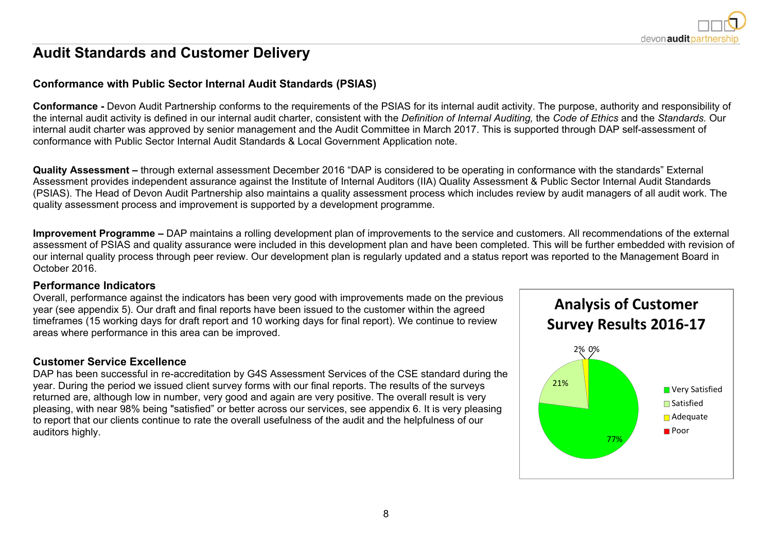# Audit Standards and Customer Delivery

## Conformance with Public Sector Internal Audit Standards (PSIAS)

**Conformance -** Devon Audit Partnership conforms to the requirements of the PSIAS for its internal audit activity. The purpose, authority and responsibility of the internal audit activity is defined in our internal audit charter, consistent with the *Definition of Internal Auditing,* the *Code of Ethics* and the *Standards.* Our internal audit charter was approved by senior management and the Audit Committee in March 2017. This is supported through DAP self-assessment of conformance with Public Sector Internal Audit Standards & Local Government Application note.

**Quality Assessment –** through external assessment December 2016 "DAP is considered to be operating in conformance with the standards" External Assessment provides independent assurance against the Institute of Internal Auditors (IIA) Quality Assessment & Public Sector Internal Audit Standards (PSIAS). The Head of Devon Audit Partnership also maintains a quality assessment process which includes review by audit managers of all audit work. The quality assessment process and improvement is supported by a development programme.

**Improvement Programme –** DAP maintains a rolling development plan of improvements to the service and customers. All recommendations of the external assessment of PSIAS and quality assurance were included in this development plan and have been completed. This will be further embedded with revision of our internal quality process through peer review. Our development plan is regularly updated and a status report was reported to the Management Board in October 2016.

### Performance Indicators

Overall, performance against the indicators has been very good with improvements made on the previous year (see appendix 5). Our draft and final reports have been issued to the customer within the agreed timeframes (15 working days for draft report and 10 working days for final report). We continue to review areas where performance in this area can be improved.

### Customer Service Excellence

DAP has been successful in re-accreditation by G4S Assessment Services of the CSE standard during the year. During the period we issued client survey forms with our final reports. The results of the surveys returned are, although low in number, very good and again are very positive. The overall result is very pleasing, with near 98% being "satisfied" or better across our services, see appendix 6. It is very pleasing to report that our clients continue to rate the overall usefulness of the audit and the helpfulness of our auditors highly.

**Analysis of Customer Survey Results 2016-17**

| Rating | Percentage |
|---|---|
| Very Satisfied | 77% |
| Satisfied | 21% |
| Adequate | 2% |
| Poor | 0% |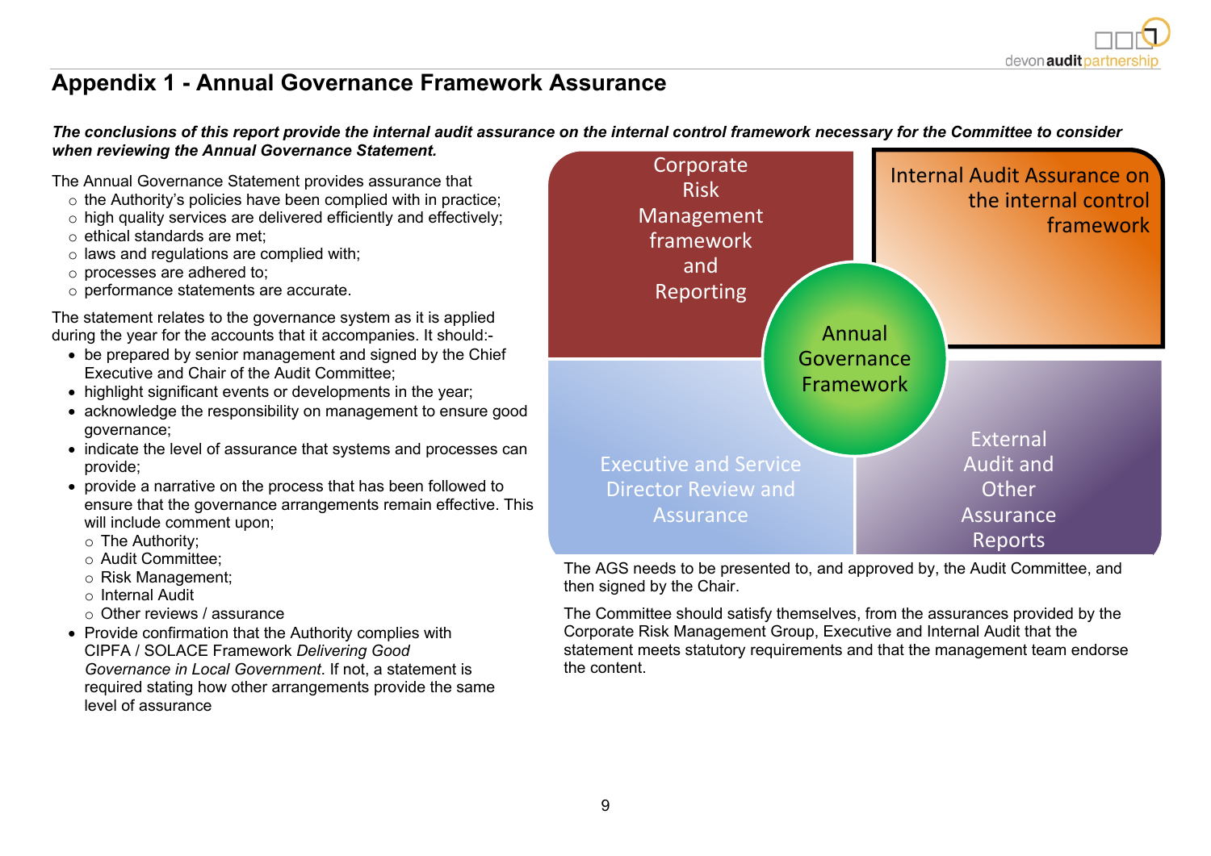# Appendix 1 - Annual Governance Framework Assurance

***The conclusions of this report provide the internal audit assurance on the internal control framework necessary for the Committee to consider when reviewing the Annual Governance Statement.***

The Annual Governance Statement provides assurance that

- the Authority's policies have been complied with in practice;
- high quality services are delivered efficiently and effectively;
- ethical standards are met;
- laws and regulations are complied with;
- processes are adhered to;
- performance statements are accurate.

The statement relates to the governance system as it is applied during the year for the accounts that it accompanies. It should:-

- be prepared by senior management and signed by the Chief Executive and Chair of the Audit Committee;
- highlight significant events or developments in the year;
- acknowledge the responsibility on management to ensure good governance;
- indicate the level of assurance that systems and processes can provide;
- provide a narrative on the process that has been followed to ensure that the governance arrangements remain effective. This will include comment upon;
  - The Authority;
  - Audit Committee;
  - Risk Management;
  - Internal Audit
  - Other reviews / assurance
- Provide confirmation that the Authority complies with CIPFA / SOLACE Framework *Delivering Good Governance in Local Government*. If not, a statement is required stating how other arrangements provide the same level of assurance

Corporate Risk Management framework and Reporting

Internal Audit Assurance on the internal control framework

Annual Governance Framework

Executive and Service Director Review and Assurance

External Audit and Other Assurance Reports

The AGS needs to be presented to, and approved by, the Audit Committee, and then signed by the Chair.

The Committee should satisfy themselves, from the assurances provided by the Corporate Risk Management Group, Executive and Internal Audit that the statement meets statutory requirements and that the management team endorse the content.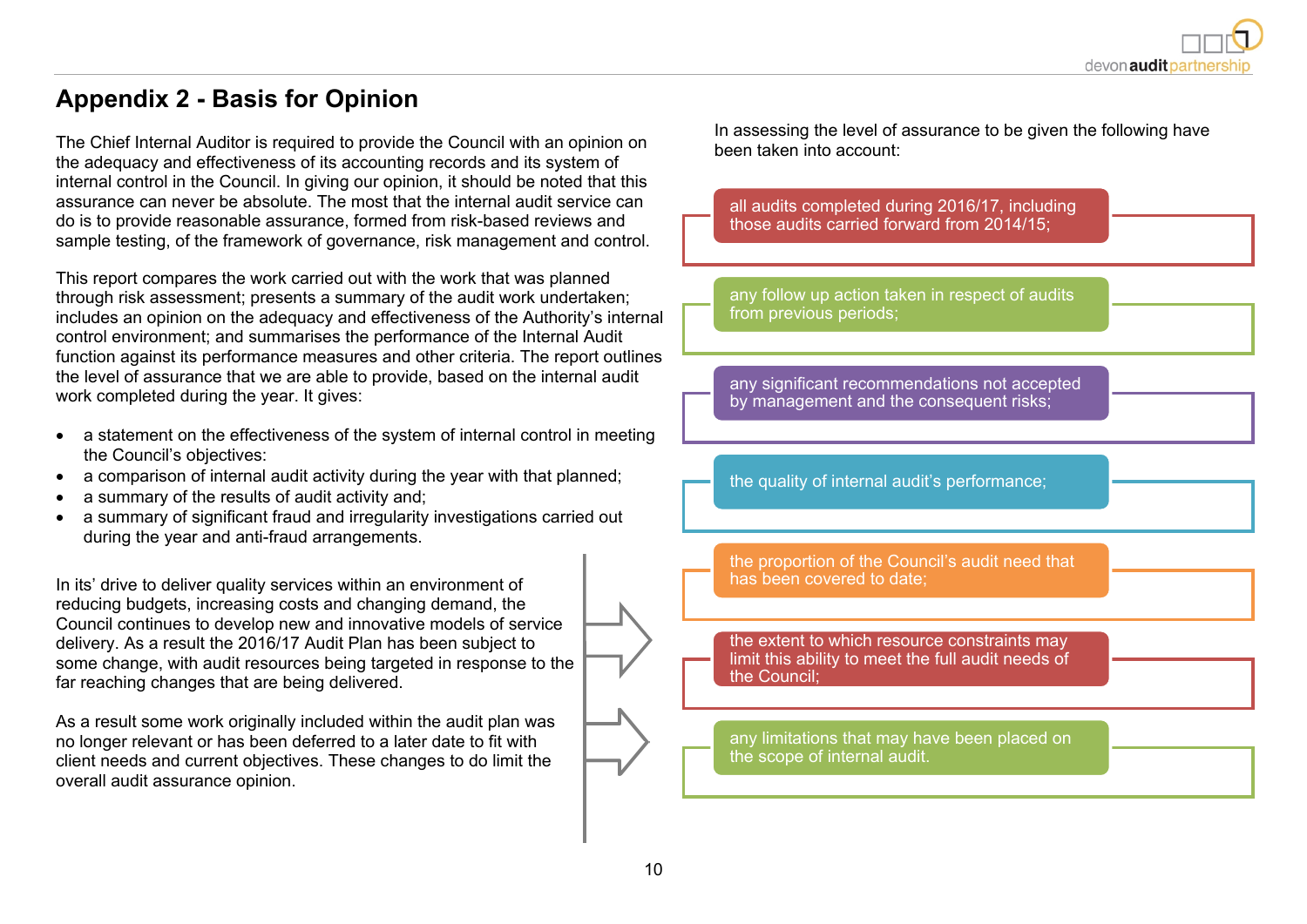# Appendix 2 - Basis for Opinion

The Chief Internal Auditor is required to provide the Council with an opinion on the adequacy and effectiveness of its accounting records and its system of internal control in the Council. In giving our opinion, it should be noted that this assurance can never be absolute. The most that the internal audit service can do is to provide reasonable assurance, formed from risk-based reviews and sample testing, of the framework of governance, risk management and control.

This report compares the work carried out with the work that was planned through risk assessment; presents a summary of the audit work undertaken; includes an opinion on the adequacy and effectiveness of the Authority's internal control environment; and summarises the performance of the Internal Audit function against its performance measures and other criteria. The report outlines the level of assurance that we are able to provide, based on the internal audit work completed during the year. It gives:

- a statement on the effectiveness of the system of internal control in meeting the Council's objectives:
- a comparison of internal audit activity during the year with that planned;
- a summary of the results of audit activity and;
- a summary of significant fraud and irregularity investigations carried out during the year and anti-fraud arrangements.

In its' drive to deliver quality services within an environment of reducing budgets, increasing costs and changing demand, the Council continues to develop new and innovative models of service delivery. As a result the 2016/17 Audit Plan has been subject to some change, with audit resources being targeted in response to the far reaching changes that are being delivered.

As a result some work originally included within the audit plan was no longer relevant or has been deferred to a later date to fit with client needs and current objectives. These changes to do limit the overall audit assurance opinion.

In assessing the level of assurance to be given the following have been taken into account:

- all audits completed during 2016/17, including those audits carried forward from 2014/15;
- any follow up action taken in respect of audits from previous periods;
- any significant recommendations not accepted by management and the consequent risks;
- the quality of internal audit's performance;
- the proportion of the Council's audit need that has been covered to date;
- the extent to which resource constraints may limit this ability to meet the full audit needs of the Council;
- any limitations that may have been placed on the scope of internal audit.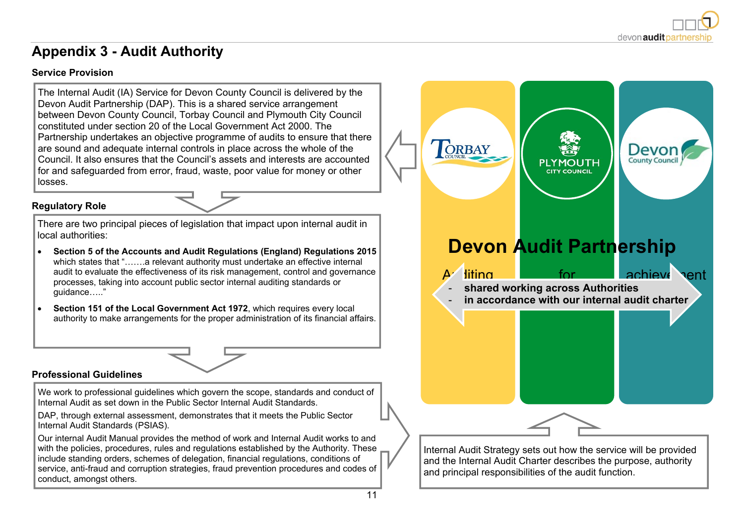# Appendix 3 - Audit Authority

### Service Provision

The Internal Audit (IA) Service for Devon County Council is delivered by the Devon Audit Partnership (DAP). This is a shared service arrangement between Devon County Council, Torbay Council and Plymouth City Council constituted under section 20 of the Local Government Act 2000. The Partnership undertakes an objective programme of audits to ensure that there are sound and adequate internal controls in place across the whole of the Council. It also ensures that the Council's assets and interests are accounted for and safeguarded from error, fraud, waste, poor value for money or other losses.

### Regulatory Role

There are two principal pieces of legislation that impact upon internal audit in local authorities:

- **Section 5 of the Accounts and Audit Regulations (England) Regulations 2015** which states that "…….a relevant authority must undertake an effective internal audit to evaluate the effectiveness of its risk management, control and governance processes, taking into account public sector internal auditing standards or guidance….."
- **Section 151 of the Local Government Act 1972**, which requires every local authority to make arrangements for the proper administration of its financial affairs.

### Professional Guidelines

We work to professional guidelines which govern the scope, standards and conduct of Internal Audit as set down in the Public Sector Internal Audit Standards.

DAP, through external assessment, demonstrates that it meets the Public Sector Internal Audit Standards (PSIAS).

Our internal Audit Manual provides the method of work and Internal Audit works to and with the policies, procedures, rules and regulations established by the Authority. These include standing orders, schemes of delegation, financial regulations, conditions of service, anti-fraud and corruption strategies, fraud prevention procedures and codes of conduct, amongst others.

Torbay Council | Plymouth City Council | Devon County Council

## Devon Audit Partnership

Auditing for achievement

- shared working across Authorities
- in accordance with our internal audit charter

Internal Audit Strategy sets out how the service will be provided and the Internal Audit Charter describes the purpose, authority and principal responsibilities of the audit function.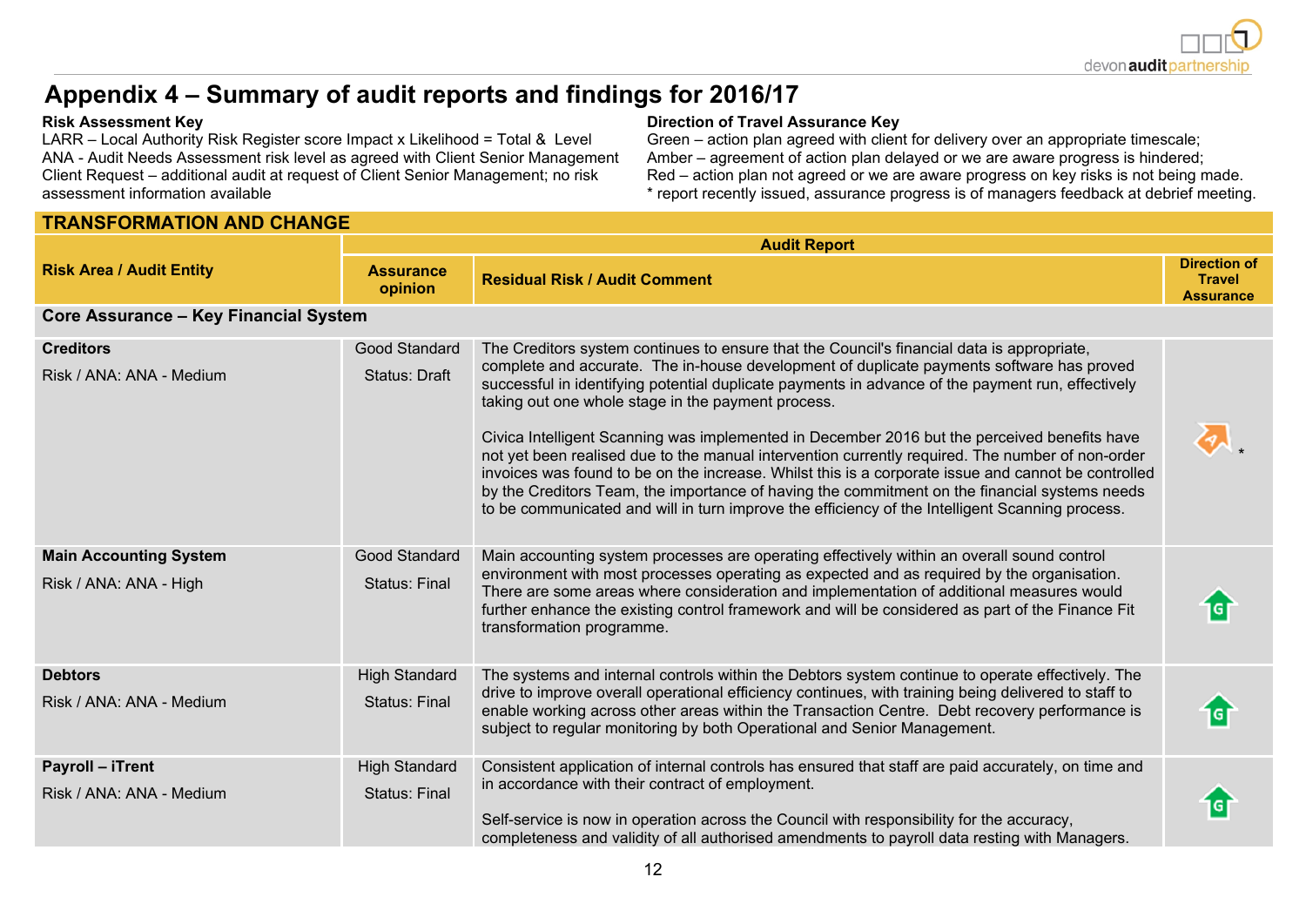# Appendix 4 – Summary of audit reports and findings for 2016/17

**Risk Assessment Key**
LARR – Local Authority Risk Register score Impact x Likelihood = Total & Level
ANA - Audit Needs Assessment risk level as agreed with Client Senior Management
Client Request – additional audit at request of Client Senior Management; no risk assessment information available

**Direction of Travel Assurance Key**
Green – action plan agreed with client for delivery over an appropriate timescale;
Amber – agreement of action plan delayed or we are aware progress is hindered;
Red – action plan not agreed or we are aware progress on key risks is not being made.
* report recently issued, assurance progress is of managers feedback at debrief meeting.

## TRANSFORMATION AND CHANGE

| Risk Area / Audit Entity | Audit Report | | |
|---|---|---|---|
| | **Assurance opinion** | **Residual Risk / Audit Comment** | **Direction of Travel Assurance** |
| **Core Assurance – Key Financial System** | | | |
| **Creditors**<br>Risk / ANA: ANA - Medium | Good Standard<br>Status: Draft | The Creditors system continues to ensure that the Council's financial data is appropriate, complete and accurate. The in-house development of duplicate payments software has proved successful in identifying potential duplicate payments in advance of the payment run, effectively taking out one whole stage in the payment process.<br><br>Civica Intelligent Scanning was implemented in December 2016 but the perceived benefits have not yet been realised due to the manual intervention currently required. The number of non-order invoices was found to be on the increase. Whilst this is a corporate issue and cannot be controlled by the Creditors Team, the importance of having the commitment on the financial systems needs to be communicated and will in turn improve the efficiency of the Intelligent Scanning process. | A * |
| **Main Accounting System**<br>Risk / ANA: ANA - High | Good Standard<br>Status: Final | Main accounting system processes are operating effectively within an overall sound control environment with most processes operating as expected and as required by the organisation. There are some areas where consideration and implementation of additional measures would further enhance the existing control framework and will be considered as part of the Finance Fit transformation programme. | G |
| **Debtors**<br>Risk / ANA: ANA - Medium | High Standard<br>Status: Final | The systems and internal controls within the Debtors system continue to operate effectively. The drive to improve overall operational efficiency continues, with training being delivered to staff to enable working across other areas within the Transaction Centre. Debt recovery performance is subject to regular monitoring by both Operational and Senior Management. | G |
| **Payroll – iTrent**<br>Risk / ANA: ANA - Medium | High Standard<br>Status: Final | Consistent application of internal controls has ensured that staff are paid accurately, on time and in accordance with their contract of employment.<br><br>Self-service is now in operation across the Council with responsibility for the accuracy, completeness and validity of all authorised amendments to payroll data resting with Managers. | G |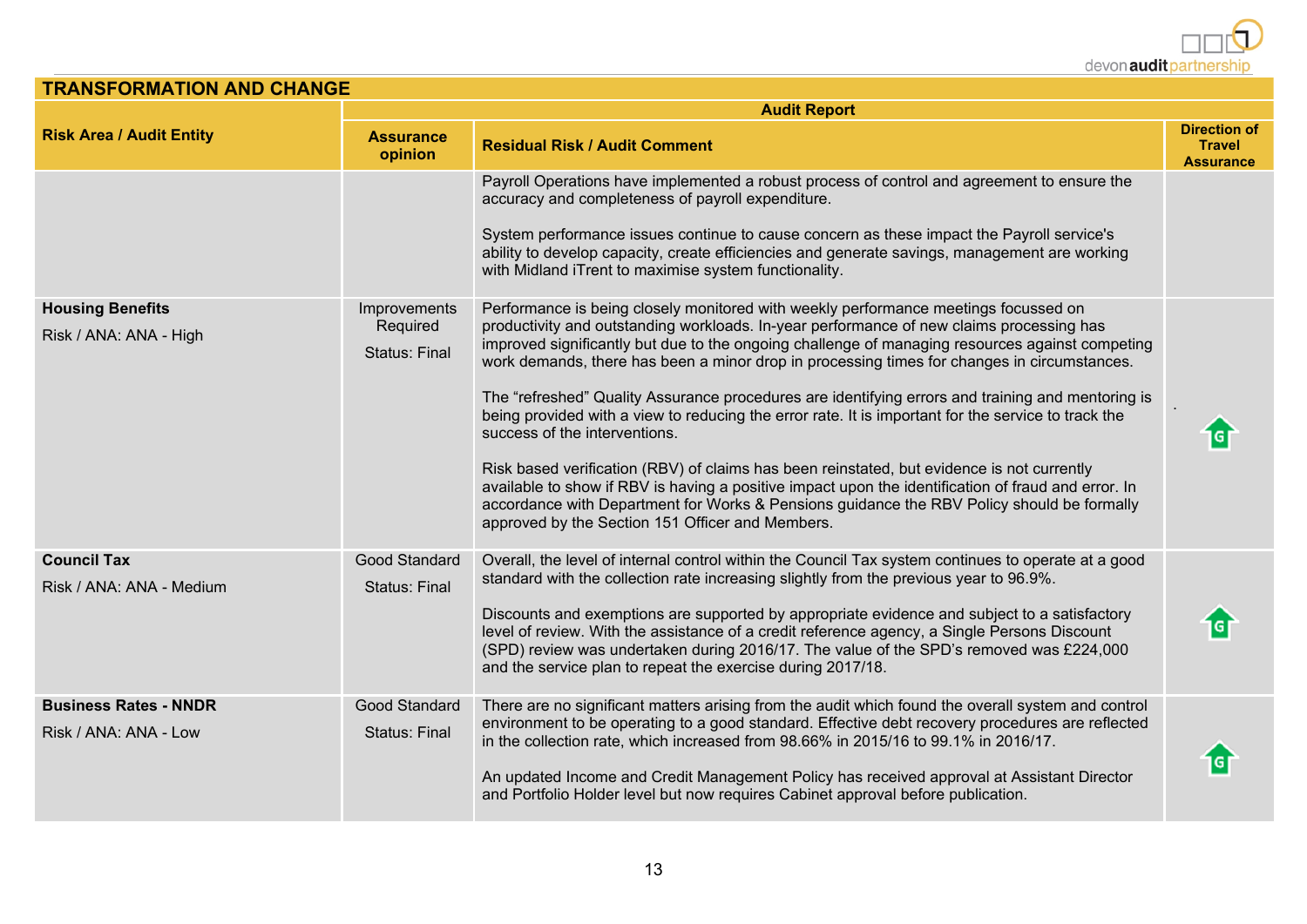## TRANSFORMATION AND CHANGE

| Risk Area / Audit Entity | Audit Report | | |
|---|---|---|---|
| | Assurance opinion | Residual Risk / Audit Comment | Direction of Travel Assurance |
| | | Payroll Operations have implemented a robust process of control and agreement to ensure the accuracy and completeness of payroll expenditure.<br><br>System performance issues continue to cause concern as these impact the Payroll service's ability to develop capacity, create efficiencies and generate savings, management are working with Midland iTrent to maximise system functionality. | |
| **Housing Benefits**<br>Risk / ANA: ANA - High | Improvements Required<br>Status: Final | Performance is being closely monitored with weekly performance meetings focussed on productivity and outstanding workloads. In-year performance of new claims processing has improved significantly but due to the ongoing challenge of managing resources against competing work demands, there has been a minor drop in processing times for changes in circumstances.<br><br>The "refreshed" Quality Assurance procedures are identifying errors and training and mentoring is being provided with a view to reducing the error rate. It is important for the service to track the success of the interventions.<br><br>Risk based verification (RBV) of claims has been reinstated, but evidence is not currently available to show if RBV is having a positive impact upon the identification of fraud and error. In accordance with Department for Works & Pensions guidance the RBV Policy should be formally approved by the Section 151 Officer and Members. | G (up arrow) |
| **Council Tax**<br>Risk / ANA: ANA - Medium | Good Standard<br>Status: Final | Overall, the level of internal control within the Council Tax system continues to operate at a good standard with the collection rate increasing slightly from the previous year to 96.9%.<br><br>Discounts and exemptions are supported by appropriate evidence and subject to a satisfactory level of review. With the assistance of a credit reference agency, a Single Persons Discount (SPD) review was undertaken during 2016/17. The value of the SPD's removed was £224,000 and the service plan to repeat the exercise during 2017/18. | G (up arrow) |
| **Business Rates - NNDR**<br>Risk / ANA: ANA - Low | Good Standard<br>Status: Final | There are no significant matters arising from the audit which found the overall system and control environment to be operating to a good standard. Effective debt recovery procedures are reflected in the collection rate, which increased from 98.66% in 2015/16 to 99.1% in 2016/17.<br><br>An updated Income and Credit Management Policy has received approval at Assistant Director and Portfolio Holder level but now requires Cabinet approval before publication. | G (up arrow) |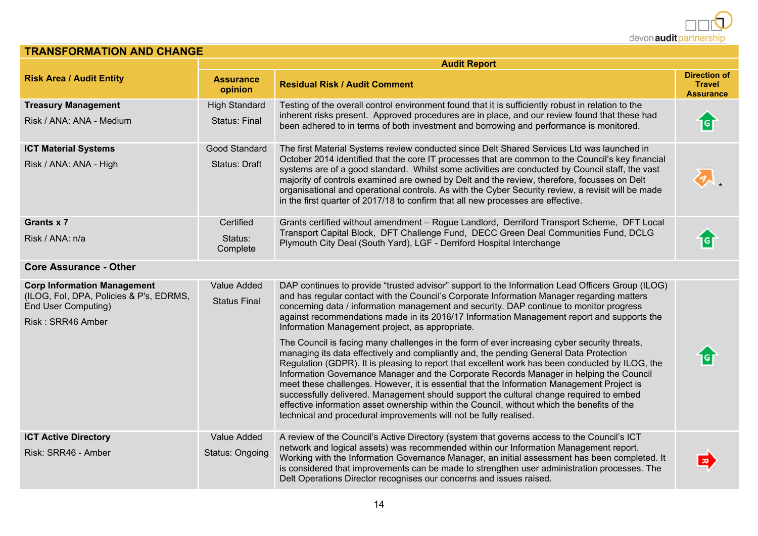## TRANSFORMATION AND CHANGE

| Risk Area / Audit Entity | Audit Report | | |
|---|---|---|---|
| | Assurance opinion | Residual Risk / Audit Comment | Direction of Travel Assurance |
| **Treasury Management**<br>Risk / ANA: ANA - Medium | High Standard<br>Status: Final | Testing of the overall control environment found that it is sufficiently robust in relation to the inherent risks present. Approved procedures are in place, and our review found that these had been adhered to in terms of both investment and borrowing and performance is monitored. | G |
| **ICT Material Systems**<br>Risk / ANA: ANA - High | Good Standard<br>Status: Draft | The first Material Systems review conducted since Delt Shared Services Ltd was launched in October 2014 identified that the core IT processes that are common to the Council's key financial systems are of a good standard. Whilst some activities are conducted by Council staff, the vast majority of controls examined are owned by Delt and the review, therefore, focusses on Delt organisational and operational controls. As with the Cyber Security review, a revisit will be made in the first quarter of 2017/18 to confirm that all new processes are effective. | A * |
| **Grants x 7**<br>Risk / ANA: n/a | Certified<br>Status: Complete | Grants certified without amendment – Rogue Landlord, Derriford Transport Scheme, DFT Local Transport Capital Block, DFT Challenge Fund, DECC Green Deal Communities Fund, DCLG Plymouth City Deal (South Yard), LGF - Derriford Hospital Interchange | G |
| **Core Assurance - Other** | | | |
| **Corp Information Management** (ILOG, FoI, DPA, Policies & P's, EDRMS, End User Computing)<br>Risk : SRR46 Amber | Value Added<br>Status Final | DAP continues to provide "trusted advisor" support to the Information Lead Officers Group (ILOG) and has regular contact with the Council's Corporate Information Manager regarding matters concerning data / information management and security. DAP continue to monitor progress against recommendations made in its 2016/17 Information Management report and supports the Information Management project, as appropriate.<br><br>The Council is facing many challenges in the form of ever increasing cyber security threats, managing its data effectively and compliantly and, the pending General Data Protection Regulation (GDPR). It is pleasing to report that excellent work has been conducted by ILOG, the Information Governance Manager and the Corporate Records Manager in helping the Council meet these challenges. However, it is essential that the Information Management Project is successfully delivered. Management should support the cultural change required to embed effective information asset ownership within the Council, without which the benefits of the technical and procedural improvements will not be fully realised. | G |
| **ICT Active Directory**<br>Risk: SRR46 - Amber | Value Added<br>Status: Ongoing | A review of the Council's Active Directory (system that governs access to the Council's ICT network and logical assets) was recommended within our Information Management report. Working with the Information Governance Manager, an initial assessment has been completed. It is considered that improvements can be made to strengthen user administration processes. The Delt Operations Director recognises our concerns and issues raised. | R |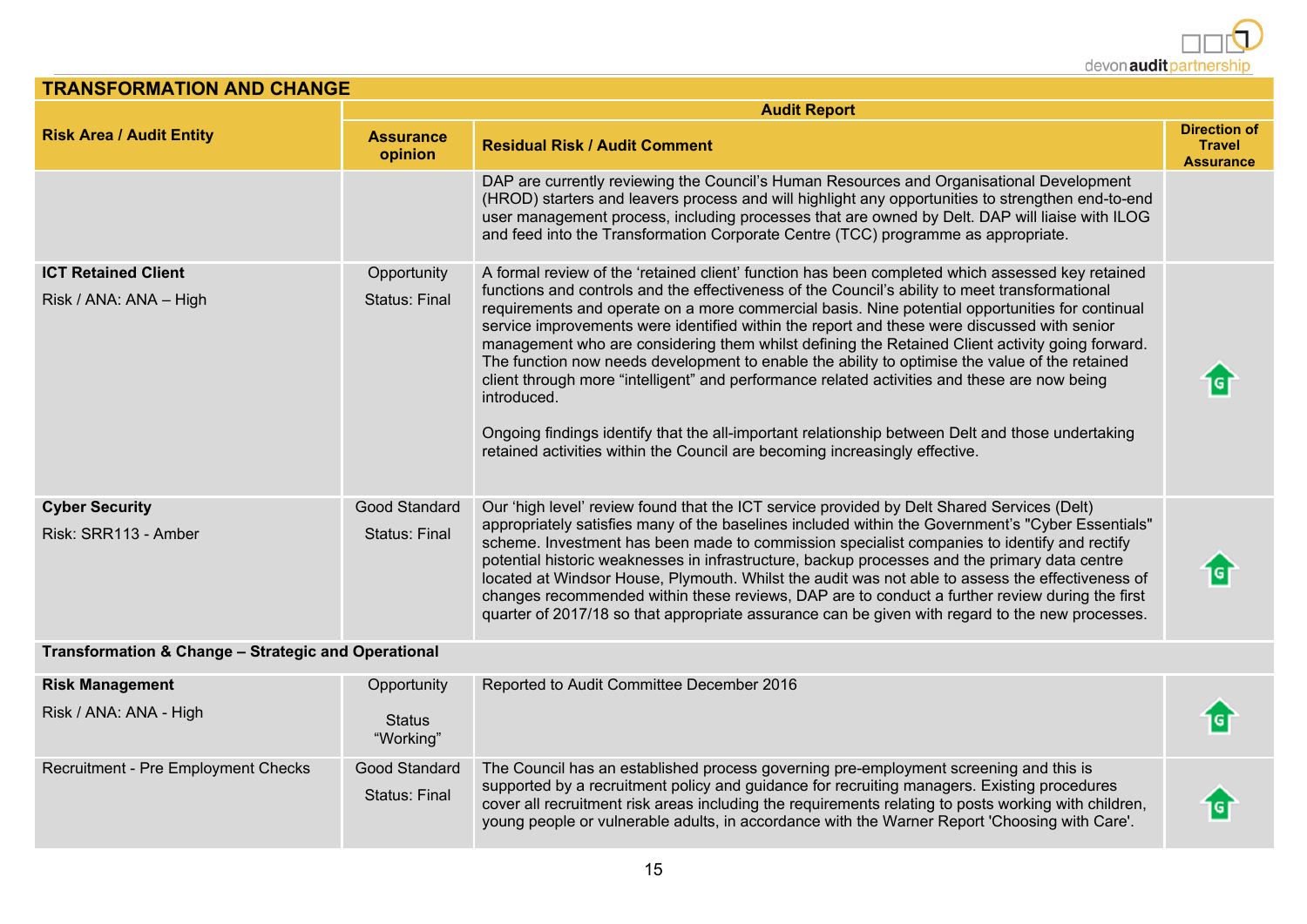## TRANSFORMATION AND CHANGE

| Risk Area / Audit Entity | Audit Report | | |
|---|---|---|---|
| | Assurance opinion | Residual Risk / Audit Comment | Direction of Travel Assurance |
| | | DAP are currently reviewing the Council's Human Resources and Organisational Development (HROD) starters and leavers process and will highlight any opportunities to strengthen end-to-end user management process, including processes that are owned by Delt. DAP will liaise with ILOG and feed into the Transformation Corporate Centre (TCC) programme as appropriate. | |
| **ICT Retained Client**<br>Risk / ANA: ANA – High | Opportunity<br>Status: Final | A formal review of the 'retained client' function has been completed which assessed key retained functions and controls and the effectiveness of the Council's ability to meet transformational requirements and operate on a more commercial basis. Nine potential opportunities for continual service improvements were identified within the report and these were discussed with senior management who are considering them whilst defining the Retained Client activity going forward. The function now needs development to enable the ability to optimise the value of the retained client through more "intelligent" and performance related activities and these are now being introduced.<br><br>Ongoing findings identify that the all-important relationship between Delt and those undertaking retained activities within the Council are becoming increasingly effective. | G |
| **Cyber Security**<br>Risk: SRR113 - Amber | Good Standard<br>Status: Final | Our 'high level' review found that the ICT service provided by Delt Shared Services (Delt) appropriately satisfies many of the baselines included within the Government's "Cyber Essentials" scheme. Investment has been made to commission specialist companies to identify and rectify potential historic weaknesses in infrastructure, backup processes and the primary data centre located at Windsor House, Plymouth. Whilst the audit was not able to assess the effectiveness of changes recommended within these reviews, DAP are to conduct a further review during the first quarter of 2017/18 so that appropriate assurance can be given with regard to the new processes. | G |
| **Transformation & Change – Strategic and Operational** | | | |
| **Risk Management**<br>Risk / ANA: ANA - High | Opportunity<br>Status "Working" | Reported to Audit Committee December 2016 | G |
| Recruitment - Pre Employment Checks | Good Standard<br>Status: Final | The Council has an established process governing pre-employment screening and this is supported by a recruitment policy and guidance for recruiting managers. Existing procedures cover all recruitment risk areas including the requirements relating to posts working with children, young people or vulnerable adults, in accordance with the Warner Report 'Choosing with Care'. | G |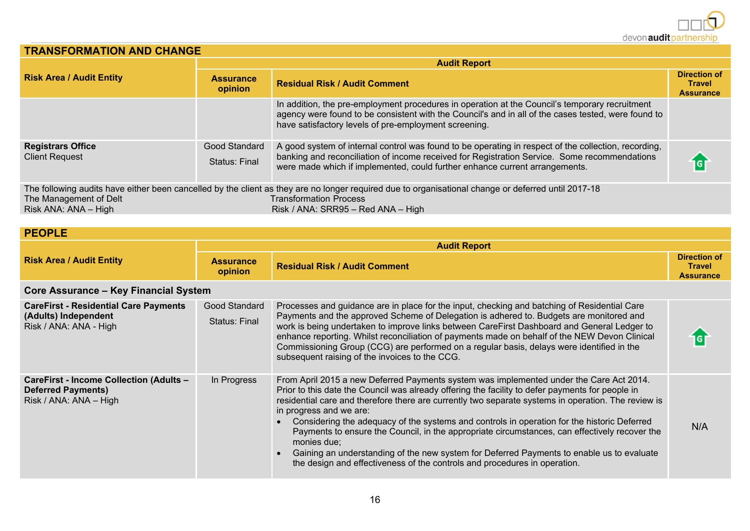## TRANSFORMATION AND CHANGE

| Risk Area / Audit Entity | Audit Report | | |
|---|---|---|---|
| | Assurance opinion | Residual Risk / Audit Comment | Direction of Travel Assurance |
| | | In addition, the pre-employment procedures in operation at the Council's temporary recruitment agency were found to be consistent with the Council's and in all of the cases tested, were found to have satisfactory levels of pre-employment screening. | |
| **Registrars Office** Client Request | Good Standard Status: Final | A good system of internal control was found to be operating in respect of the collection, recording, banking and reconciliation of income received for Registration Service. Some recommendations were made which if implemented, could further enhance current arrangements. | G |

The following audits have either been cancelled by the client as they are no longer required due to organisational change or deferred until 2017-18

The Management of Delt
Risk ANA: ANA – High

Transformation Process
Risk / ANA: SRR95 – Red ANA – High

## PEOPLE

| Risk Area / Audit Entity | Audit Report | | |
|---|---|---|---|
| | Assurance opinion | Residual Risk / Audit Comment | Direction of Travel Assurance |
| **Core Assurance – Key Financial System** | | | |
| **CareFirst - Residential Care Payments (Adults) Independent** Risk / ANA: ANA - High | Good Standard Status: Final | Processes and guidance are in place for the input, checking and batching of Residential Care Payments and the approved Scheme of Delegation is adhered to. Budgets are monitored and work is being undertaken to improve links between CareFirst Dashboard and General Ledger to enhance reporting. Whilst reconciliation of payments made on behalf of the NEW Devon Clinical Commissioning Group (CCG) are performed on a regular basis, delays were identified in the subsequent raising of the invoices to the CCG. | G |
| **CareFirst - Income Collection (Adults – Deferred Payments)** Risk / ANA: ANA – High | In Progress | From April 2015 a new Deferred Payments system was implemented under the Care Act 2014. Prior to this date the Council was already offering the facility to defer payments for people in residential care and therefore there are currently two separate systems in operation. The review is in progress and we are: <br>• Considering the adequacy of the systems and controls in operation for the historic Deferred Payments to ensure the Council, in the appropriate circumstances, can effectively recover the monies due; <br>• Gaining an understanding of the new system for Deferred Payments to enable us to evaluate the design and effectiveness of the controls and procedures in operation. | N/A |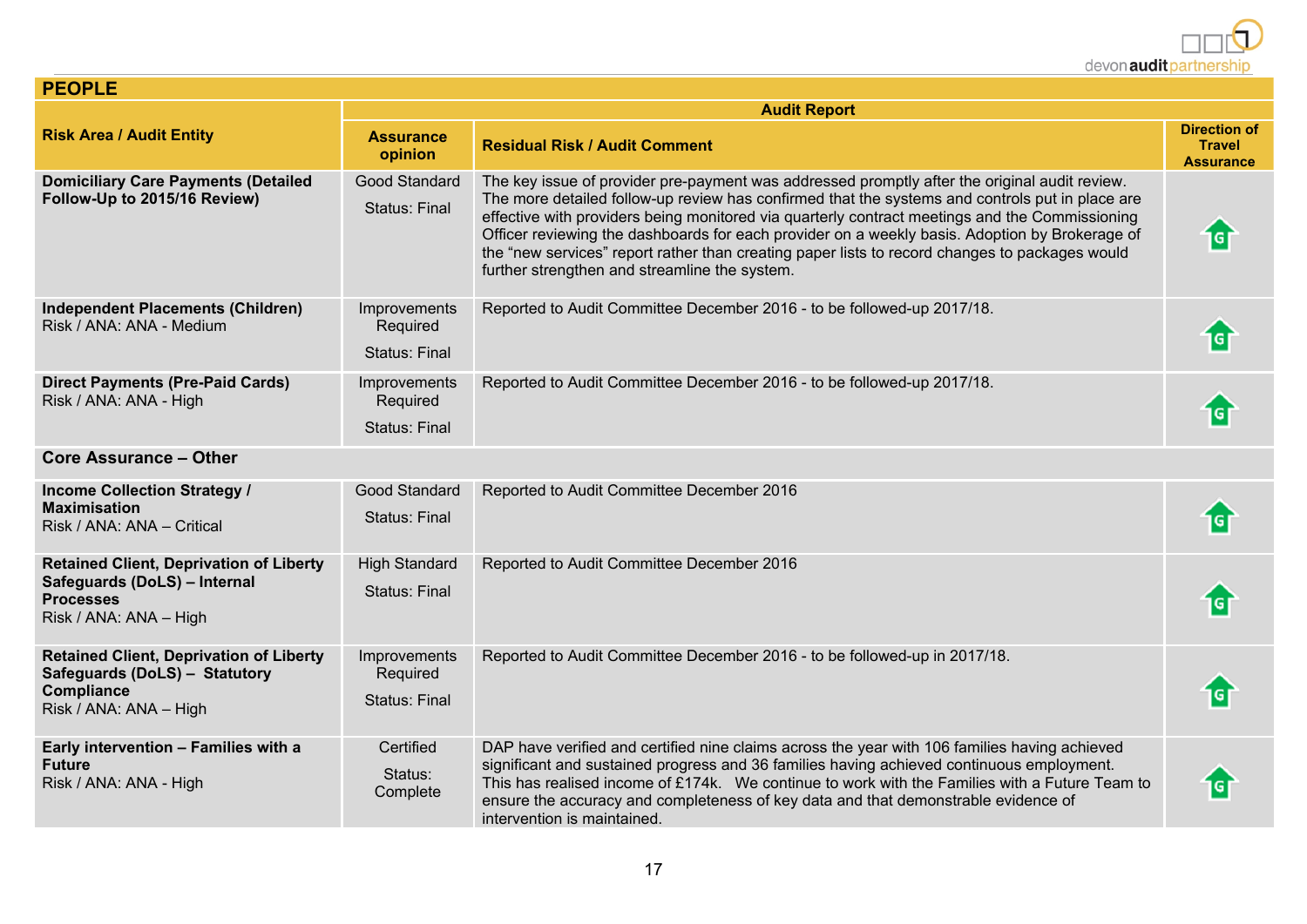## PEOPLE

| Risk Area / Audit Entity | Audit Report | | |
|---|---|---|---|
| | **Assurance opinion** | **Residual Risk / Audit Comment** | **Direction of Travel Assurance** |
| **Domiciliary Care Payments (Detailed Follow-Up to 2015/16 Review)** | Good Standard<br><br>Status: Final | The key issue of provider pre-payment was addressed promptly after the original audit review. The more detailed follow-up review has confirmed that the systems and controls put in place are effective with providers being monitored via quarterly contract meetings and the Commissioning Officer reviewing the dashboards for each provider on a weekly basis. Adoption by Brokerage of the "new services" report rather than creating paper lists to record changes to packages would further strengthen and streamline the system. | G |
| **Independent Placements (Children)**<br>Risk / ANA: ANA - Medium | Improvements Required<br><br>Status: Final | Reported to Audit Committee December 2016 - to be followed-up 2017/18. | G |
| **Direct Payments (Pre-Paid Cards)**<br>Risk / ANA: ANA - High | Improvements Required<br><br>Status: Final | Reported to Audit Committee December 2016 - to be followed-up 2017/18. | G |
| **Core Assurance – Other** | | | |
| **Income Collection Strategy / Maximisation**<br>Risk / ANA: ANA – Critical | Good Standard<br><br>Status: Final | Reported to Audit Committee December 2016 | G |
| **Retained Client, Deprivation of Liberty Safeguards (DoLS) – Internal Processes**<br>Risk / ANA: ANA – High | High Standard<br><br>Status: Final | Reported to Audit Committee December 2016 | G |
| **Retained Client, Deprivation of Liberty Safeguards (DoLS) – Statutory Compliance**<br>Risk / ANA: ANA – High | Improvements Required<br><br>Status: Final | Reported to Audit Committee December 2016 - to be followed-up in 2017/18. | G |
| **Early intervention – Families with a Future**<br>Risk / ANA: ANA - High | Certified<br><br>Status: Complete | DAP have verified and certified nine claims across the year with 106 families having achieved significant and sustained progress and 36 families having achieved continuous employment. This has realised income of £174k. We continue to work with the Families with a Future Team to ensure the accuracy and completeness of key data and that demonstrable evidence of intervention is maintained. | G |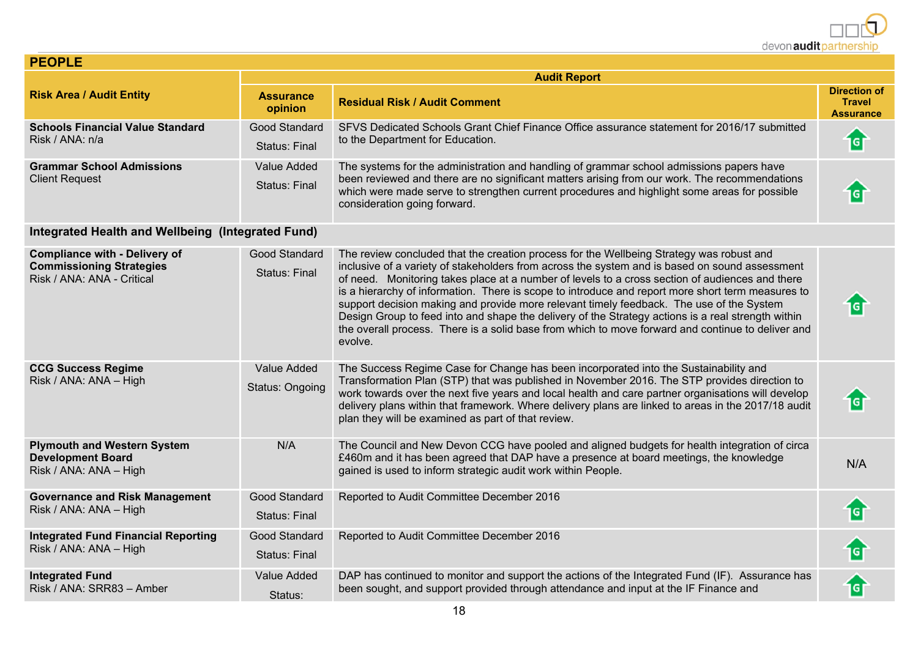## PEOPLE

| Risk Area / Audit Entity | Audit Report | | |
|---|---|---|---|
| | **Assurance opinion** | **Residual Risk / Audit Comment** | **Direction of Travel Assurance** |
| **Schools Financial Value Standard** Risk / ANA: n/a | Good Standard Status: Final | SFVS Dedicated Schools Grant Chief Finance Office assurance statement for 2016/17 submitted to the Department for Education. | G |
| **Grammar School Admissions** Client Request | Value Added Status: Final | The systems for the administration and handling of grammar school admissions papers have been reviewed and there are no significant matters arising from our work. The recommendations which were made serve to strengthen current procedures and highlight some areas for possible consideration going forward. | G |
| **Integrated Health and Wellbeing (Integrated Fund)** | | | |
| **Compliance with - Delivery of Commissioning Strategies** Risk / ANA: ANA - Critical | Good Standard Status: Final | The review concluded that the creation process for the Wellbeing Strategy was robust and inclusive of a variety of stakeholders from across the system and is based on sound assessment of need. Monitoring takes place at a number of levels to a cross section of audiences and there is a hierarchy of information. There is scope to introduce and report more short term measures to support decision making and provide more relevant timely feedback. The use of the System Design Group to feed into and shape the delivery of the Strategy actions is a real strength within the overall process. There is a solid base from which to move forward and continue to deliver and evolve. | G |
| **CCG Success Regime** Risk / ANA: ANA – High | Value Added Status: Ongoing | The Success Regime Case for Change has been incorporated into the Sustainability and Transformation Plan (STP) that was published in November 2016. The STP provides direction to work towards over the next five years and local health and care partner organisations will develop delivery plans within that framework. Where delivery plans are linked to areas in the 2017/18 audit plan they will be examined as part of that review. | G |
| **Plymouth and Western System Development Board** Risk / ANA: ANA – High | N/A | The Council and New Devon CCG have pooled and aligned budgets for health integration of circa £460m and it has been agreed that DAP have a presence at board meetings, the knowledge gained is used to inform strategic audit work within People. | N/A |
| **Governance and Risk Management** Risk / ANA: ANA – High | Good Standard Status: Final | Reported to Audit Committee December 2016 | G |
| **Integrated Fund Financial Reporting** Risk / ANA: ANA – High | Good Standard Status: Final | Reported to Audit Committee December 2016 | G |
| **Integrated Fund** Risk / ANA: SRR83 – Amber | Value Added Status: | DAP has continued to monitor and support the actions of the Integrated Fund (IF). Assurance has been sought, and support provided through attendance and input at the IF Finance and | G |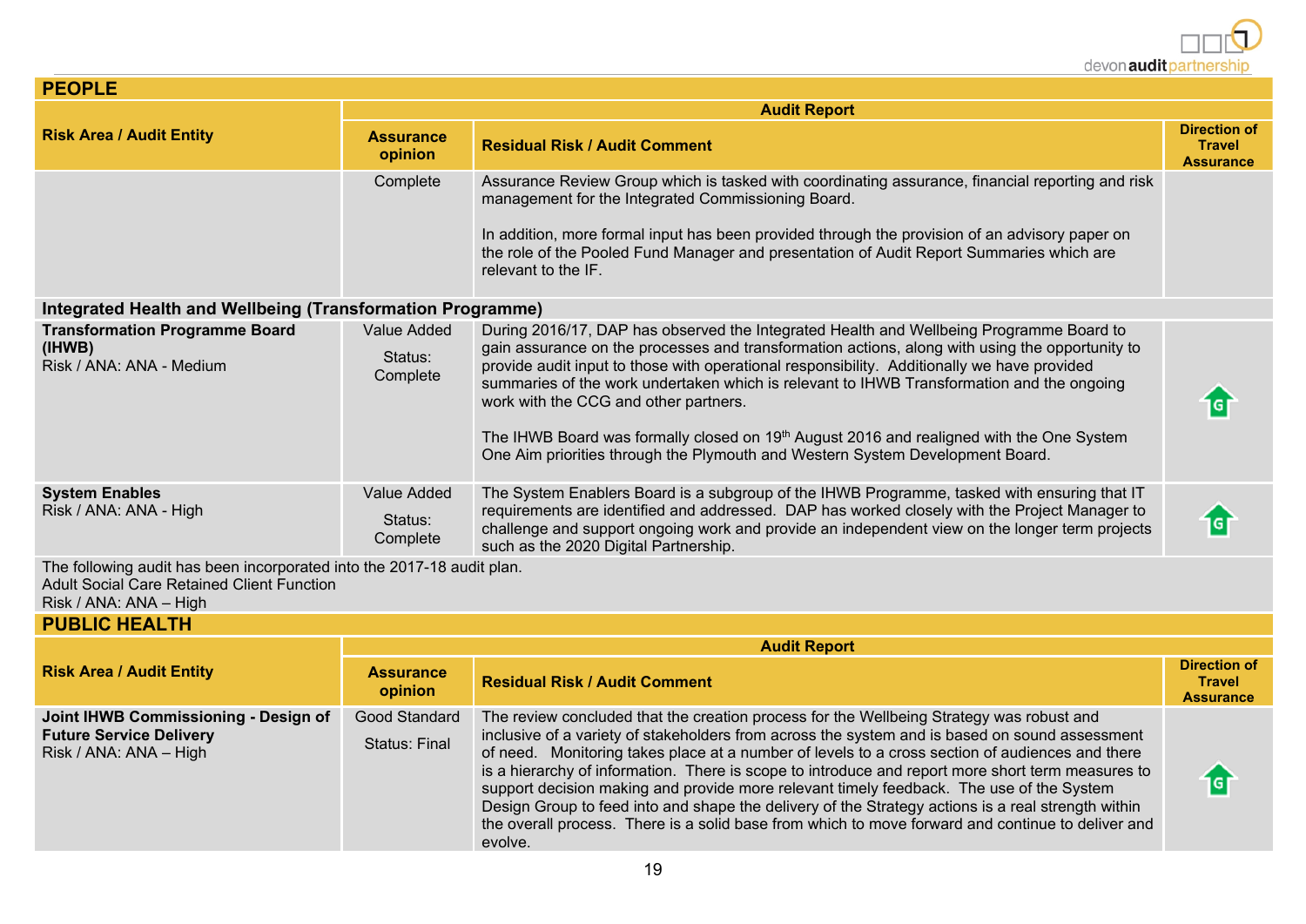## PEOPLE

| Risk Area / Audit Entity | Audit Report | | |
|---|---|---|---|
| | **Assurance opinion** | **Residual Risk / Audit Comment** | **Direction of Travel Assurance** |
| | Complete | Assurance Review Group which is tasked with coordinating assurance, financial reporting and risk management for the Integrated Commissioning Board.<br><br>In addition, more formal input has been provided through the provision of an advisory paper on the role of the Pooled Fund Manager and presentation of Audit Report Summaries which are relevant to the IF. | |
| **Integrated Health and Wellbeing (Transformation Programme)** | | | |
| **Transformation Programme Board (IHWB)**<br>Risk / ANA: ANA - Medium | Value Added<br><br>Status: Complete | During 2016/17, DAP has observed the Integrated Health and Wellbeing Programme Board to gain assurance on the processes and transformation actions, along with using the opportunity to provide audit input to those with operational responsibility. Additionally we have provided summaries of the work undertaken which is relevant to IHWB Transformation and the ongoing work with the CCG and other partners.<br><br>The IHWB Board was formally closed on 19th August 2016 and realigned with the One System One Aim priorities through the Plymouth and Western System Development Board. | G |
| **System Enables**<br>Risk / ANA: ANA - High | Value Added<br><br>Status: Complete | The System Enablers Board is a subgroup of the IHWB Programme, tasked with ensuring that IT requirements are identified and addressed. DAP has worked closely with the Project Manager to challenge and support ongoing work and provide an independent view on the longer term projects such as the 2020 Digital Partnership. | G |
| The following audit has been incorporated into the 2017-18 audit plan.<br>Adult Social Care Retained Client Function<br>Risk / ANA: ANA – High | | | |

## PUBLIC HEALTH

| Risk Area / Audit Entity | Audit Report | | |
|---|---|---|---|
| | **Assurance opinion** | **Residual Risk / Audit Comment** | **Direction of Travel Assurance** |
| **Joint IHWB Commissioning - Design of Future Service Delivery**<br>Risk / ANA: ANA – High | Good Standard<br><br>Status: Final | The review concluded that the creation process for the Wellbeing Strategy was robust and inclusive of a variety of stakeholders from across the system and is based on sound assessment of need. Monitoring takes place at a number of levels to a cross section of audiences and there is a hierarchy of information. There is scope to introduce and report more short term measures to support decision making and provide more relevant timely feedback. The use of the System Design Group to feed into and shape the delivery of the Strategy actions is a real strength within the overall process. There is a solid base from which to move forward and continue to deliver and evolve. | G |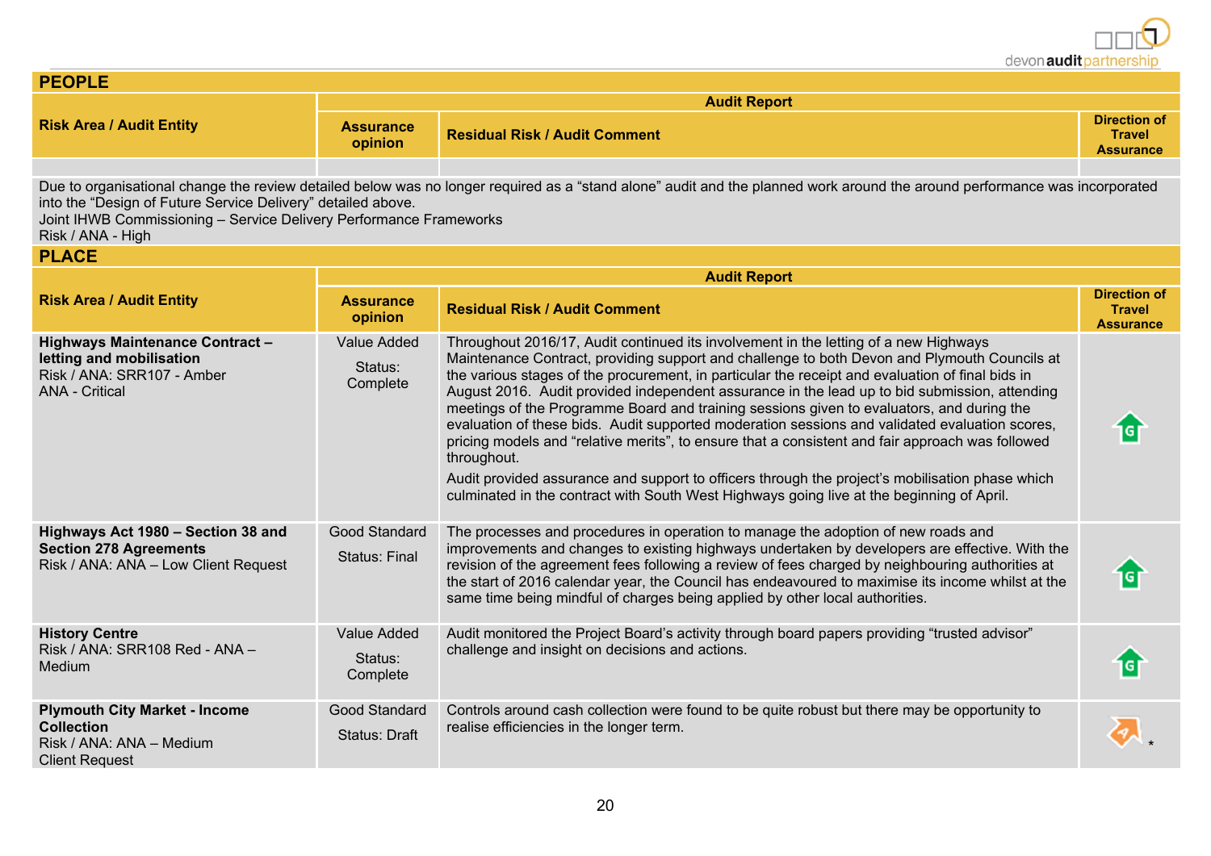## PEOPLE

| Risk Area / Audit Entity | Audit Report | | |
|---|---|---|---|
| | Assurance opinion | Residual Risk / Audit Comment | Direction of Travel Assurance |
| | | | |

Due to organisational change the review detailed below was no longer required as a “stand alone” audit and the planned work around the around performance was incorporated into the “Design of Future Service Delivery” detailed above.
Joint IHWB Commissioning – Service Delivery Performance Frameworks
Risk / ANA - High

## PLACE

| Risk Area / Audit Entity | Audit Report | | |
|---|---|---|---|
| | Assurance opinion | Residual Risk / Audit Comment | Direction of Travel Assurance |
| **Highways Maintenance Contract – letting and mobilisation**<br>Risk / ANA: SRR107 - Amber<br>ANA - Critical | Value Added<br>Status: Complete | Throughout 2016/17, Audit continued its involvement in the letting of a new Highways Maintenance Contract, providing support and challenge to both Devon and Plymouth Councils at the various stages of the procurement, in particular the receipt and evaluation of final bids in August 2016. Audit provided independent assurance in the lead up to bid submission, attending meetings of the Programme Board and training sessions given to evaluators, and during the evaluation of these bids. Audit supported moderation sessions and validated evaluation scores, pricing models and “relative merits”, to ensure that a consistent and fair approach was followed throughout.<br>Audit provided assurance and support to officers through the project’s mobilisation phase which culminated in the contract with South West Highways going live at the beginning of April. | G |
| **Highways Act 1980 – Section 38 and Section 278 Agreements**<br>Risk / ANA: ANA – Low Client Request | Good Standard<br>Status: Final | The processes and procedures in operation to manage the adoption of new roads and improvements and changes to existing highways undertaken by developers are effective. With the revision of the agreement fees following a review of fees charged by neighbouring authorities at the start of 2016 calendar year, the Council has endeavoured to maximise its income whilst at the same time being mindful of charges being applied by other local authorities. | G |
| **History Centre**<br>Risk / ANA: SRR108 Red - ANA – Medium | Value Added<br>Status: Complete | Audit monitored the Project Board’s activity through board papers providing “trusted advisor” challenge and insight on decisions and actions. | G |
| **Plymouth City Market - Income Collection**<br>Risk / ANA: ANA – Medium<br>Client Request | Good Standard<br>Status: Draft | Controls around cash collection were found to be quite robust but there may be opportunity to realise efficiencies in the longer term. | A * |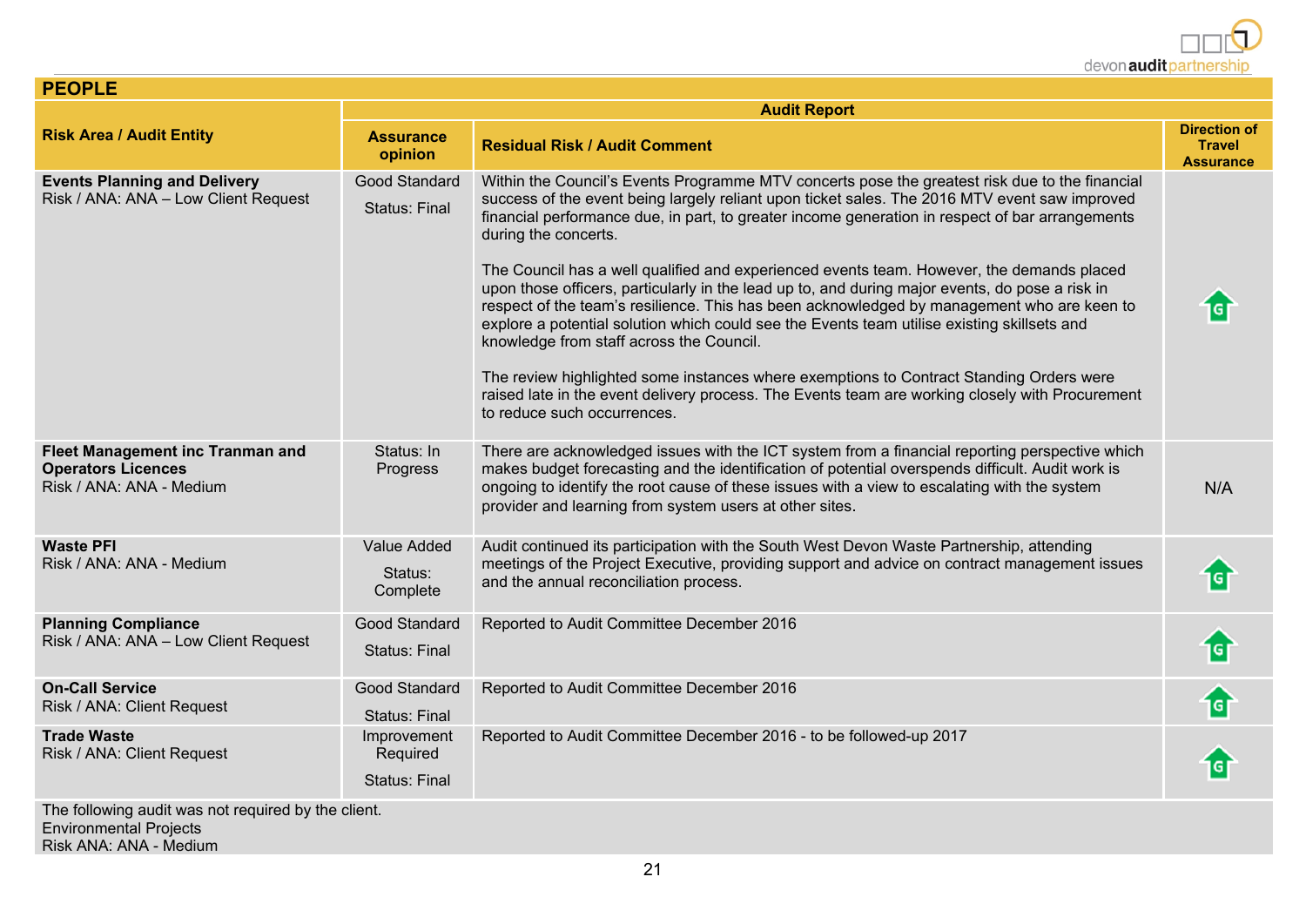## PEOPLE

| Risk Area / Audit Entity | Audit Report | | |
|---|---|---|---|
| | Assurance opinion | Residual Risk / Audit Comment | Direction of Travel Assurance |
| **Events Planning and Delivery**<br>Risk / ANA: ANA – Low Client Request | Good Standard<br><br>Status: Final | Within the Council's Events Programme MTV concerts pose the greatest risk due to the financial success of the event being largely reliant upon ticket sales. The 2016 MTV event saw improved financial performance due, in part, to greater income generation in respect of bar arrangements during the concerts.<br><br>The Council has a well qualified and experienced events team. However, the demands placed upon those officers, particularly in the lead up to, and during major events, do pose a risk in respect of the team's resilience. This has been acknowledged by management who are keen to explore a potential solution which could see the Events team utilise existing skillsets and knowledge from staff across the Council.<br><br>The review highlighted some instances where exemptions to Contract Standing Orders were raised late in the event delivery process. The Events team are working closely with Procurement to reduce such occurrences. | G |
| **Fleet Management inc Tranman and Operators Licences**<br>Risk / ANA: ANA - Medium | Status: In Progress | There are acknowledged issues with the ICT system from a financial reporting perspective which makes budget forecasting and the identification of potential overspends difficult. Audit work is ongoing to identify the root cause of these issues with a view to escalating with the system provider and learning from system users at other sites. | N/A |
| **Waste PFI**<br>Risk / ANA: ANA - Medium | Value Added<br><br>Status: Complete | Audit continued its participation with the South West Devon Waste Partnership, attending meetings of the Project Executive, providing support and advice on contract management issues and the annual reconciliation process. | G |
| **Planning Compliance**<br>Risk / ANA: ANA – Low Client Request | Good Standard<br><br>Status: Final | Reported to Audit Committee December 2016 | G |
| **On-Call Service**<br>Risk / ANA: Client Request | Good Standard<br><br>Status: Final | Reported to Audit Committee December 2016 | G |
| **Trade Waste**<br>Risk / ANA: Client Request | Improvement Required<br><br>Status: Final | Reported to Audit Committee December 2016 - to be followed-up 2017 | G |

The following audit was not required by the client.
Environmental Projects
Risk ANA: ANA - Medium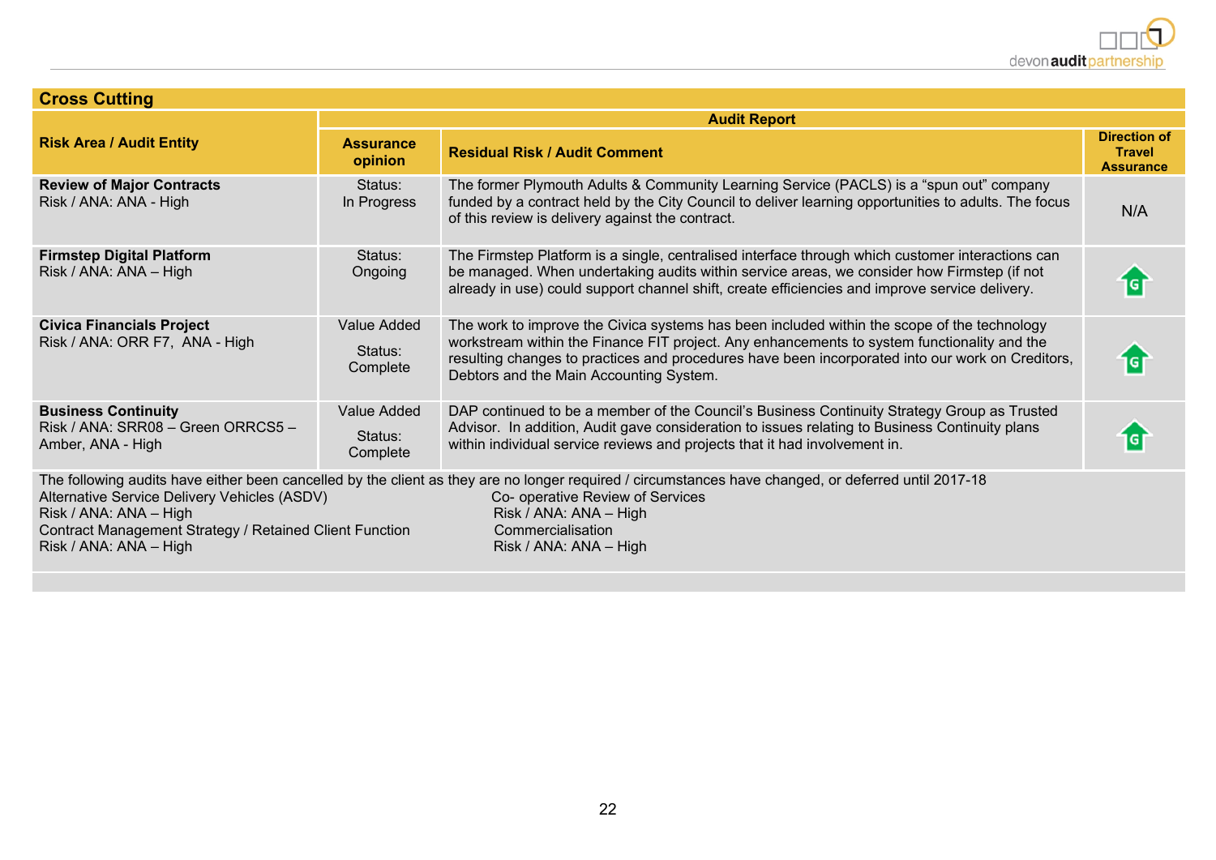## Cross Cutting

| Risk Area / Audit Entity | Audit Report | | |
|---|---|---|---|
| | **Assurance opinion** | **Residual Risk / Audit Comment** | **Direction of Travel Assurance** |
| **Review of Major Contracts**<br>Risk / ANA: ANA - High | Status:<br>In Progress | The former Plymouth Adults & Community Learning Service (PACLS) is a “spun out” company funded by a contract held by the City Council to deliver learning opportunities to adults. The focus of this review is delivery against the contract. | N/A |
| **Firmstep Digital Platform**<br>Risk / ANA: ANA – High | Status:<br>Ongoing | The Firmstep Platform is a single, centralised interface through which customer interactions can be managed. When undertaking audits within service areas, we consider how Firmstep (if not already in use) could support channel shift, create efficiencies and improve service delivery. | G |
| **Civica Financials Project**<br>Risk / ANA: ORR F7, ANA - High | Value Added<br>Status:<br>Complete | The work to improve the Civica systems has been included within the scope of the technology workstream within the Finance FIT project. Any enhancements to system functionality and the resulting changes to practices and procedures have been incorporated into our work on Creditors, Debtors and the Main Accounting System. | G |
| **Business Continuity**<br>Risk / ANA: SRR08 – Green ORRCS5 – Amber, ANA - High | Value Added<br>Status:<br>Complete | DAP continued to be a member of the Council’s Business Continuity Strategy Group as Trusted Advisor. In addition, Audit gave consideration to issues relating to Business Continuity plans within individual service reviews and projects that it had involvement in. | G |

The following audits have either been cancelled by the client as they are no longer required / circumstances have changed, or deferred until 2017-18

Alternative Service Delivery Vehicles (ASDV)
Risk / ANA: ANA – High

Contract Management Strategy / Retained Client Function
Risk / ANA: ANA – High

Co- operative Review of Services
Risk / ANA: ANA – High

Commercialisation
Risk / ANA: ANA – High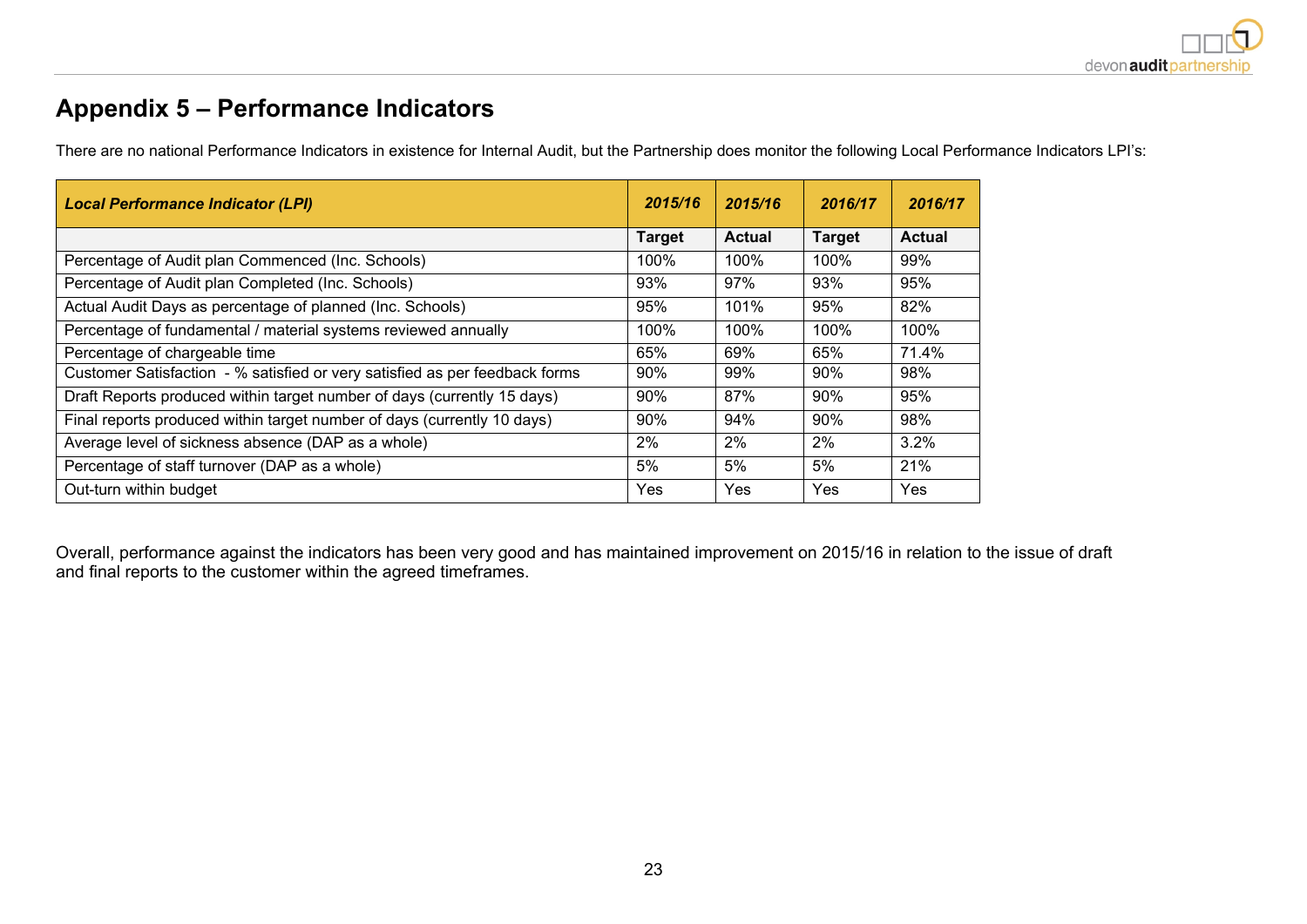# Appendix 5 – Performance Indicators

There are no national Performance Indicators in existence for Internal Audit, but the Partnership does monitor the following Local Performance Indicators LPI's:

| ***Local Performance Indicator (LPI)*** | ***2015/16*** | ***2015/16*** | ***2016/17*** | ***2016/17*** |
|---|---|---|---|---|
| | **Target** | **Actual** | **Target** | **Actual** |
| Percentage of Audit plan Commenced (Inc. Schools) | 100% | 100% | 100% | 99% |
| Percentage of Audit plan Completed (Inc. Schools) | 93% | 97% | 93% | 95% |
| Actual Audit Days as percentage of planned (Inc. Schools) | 95% | 101% | 95% | 82% |
| Percentage of fundamental / material systems reviewed annually | 100% | 100% | 100% | 100% |
| Percentage of chargeable time | 65% | 69% | 65% | 71.4% |
| Customer Satisfaction - % satisfied or very satisfied as per feedback forms | 90% | 99% | 90% | 98% |
| Draft Reports produced within target number of days (currently 15 days) | 90% | 87% | 90% | 95% |
| Final reports produced within target number of days (currently 10 days) | 90% | 94% | 90% | 98% |
| Average level of sickness absence (DAP as a whole) | 2% | 2% | 2% | 3.2% |
| Percentage of staff turnover (DAP as a whole) | 5% | 5% | 5% | 21% |
| Out-turn within budget | Yes | Yes | Yes | Yes |

Overall, performance against the indicators has been very good and has maintained improvement on 2015/16 in relation to the issue of draft and final reports to the customer within the agreed timeframes.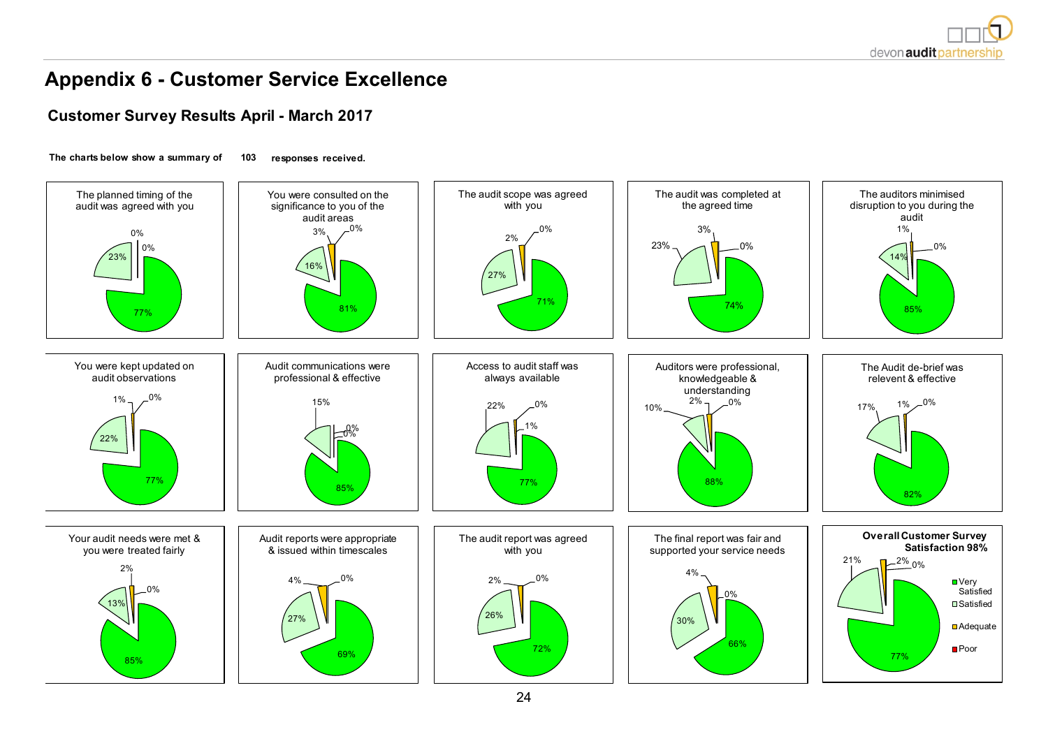# Appendix 6 - Customer Service Excellence

## Customer Survey Results April - March 2017

**The charts below show a summary of 103 responses received.**

| Question | Very Satisfied | Satisfied | Adequate | Poor |
|---|---|---|---|---|
| The planned timing of the audit was agreed with you | 77% | 23% | 0% | 0% |
| You were consulted on the significance to you of the audit areas | 81% | 16% | 3% | 0% |
| The audit scope was agreed with you | 71% | 27% | 2% | 0% |
| The audit was completed at the agreed time | 74% | 23% | 3% | 0% |
| The auditors minimised disruption to you during the audit | 85% | 14% | 1% | 0% |
| You were kept updated on audit observations | 77% | 22% | 1% | 0% |
| Audit communications were professional & effective | 85% | 15% | 0% | 0% |
| Access to audit staff was always available | 77% | 22% | 1% | 0% |
| Auditors were professional, knowledgeable & understanding | 88% | 10% | 2% | 0% |
| The Audit de-brief was relevent & effective | 82% | 17% | 1% | 0% |
| Your audit needs were met & you were treated fairly | 85% | 13% | 2% | 0% |
| Audit reports were appropriate & issued within timescales | 69% | 27% | 4% | 0% |
| The audit report was agreed with you | 72% | 26% | 2% | 0% |
| The final report was fair and supported your service needs | 66% | 30% | 4% | 0% |
| **Overall Customer Survey Satisfaction 98%** | 77% | 21% | 2% | 0% |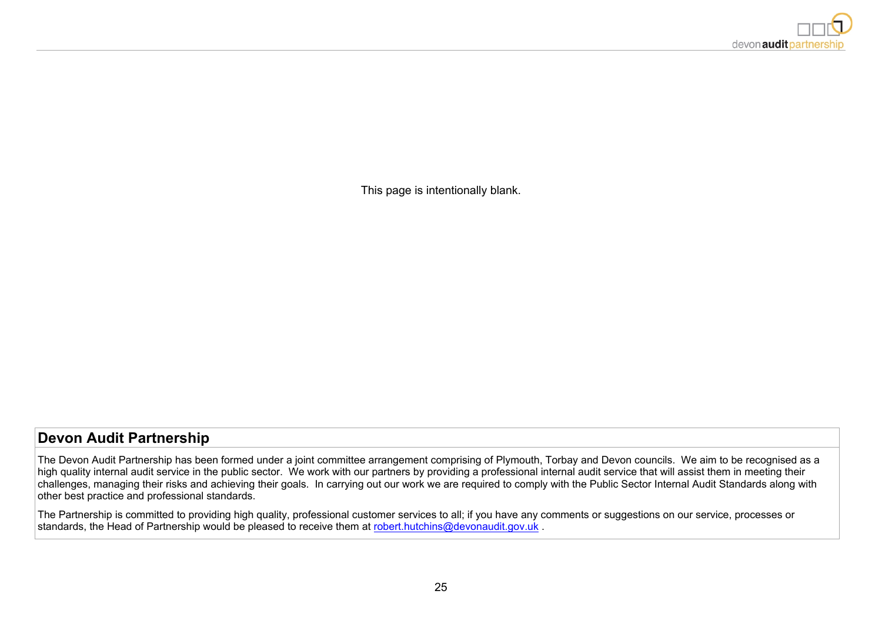This page is intentionally blank.

## Devon Audit Partnership

The Devon Audit Partnership has been formed under a joint committee arrangement comprising of Plymouth, Torbay and Devon councils. We aim to be recognised as a high quality internal audit service in the public sector. We work with our partners by providing a professional internal audit service that will assist them in meeting their challenges, managing their risks and achieving their goals. In carrying out our work we are required to comply with the Public Sector Internal Audit Standards along with other best practice and professional standards.

The Partnership is committed to providing high quality, professional customer services to all; if you have any comments or suggestions on our service, processes or standards, the Head of Partnership would be pleased to receive them at robert.hutchins@devonaudit.gov.uk .